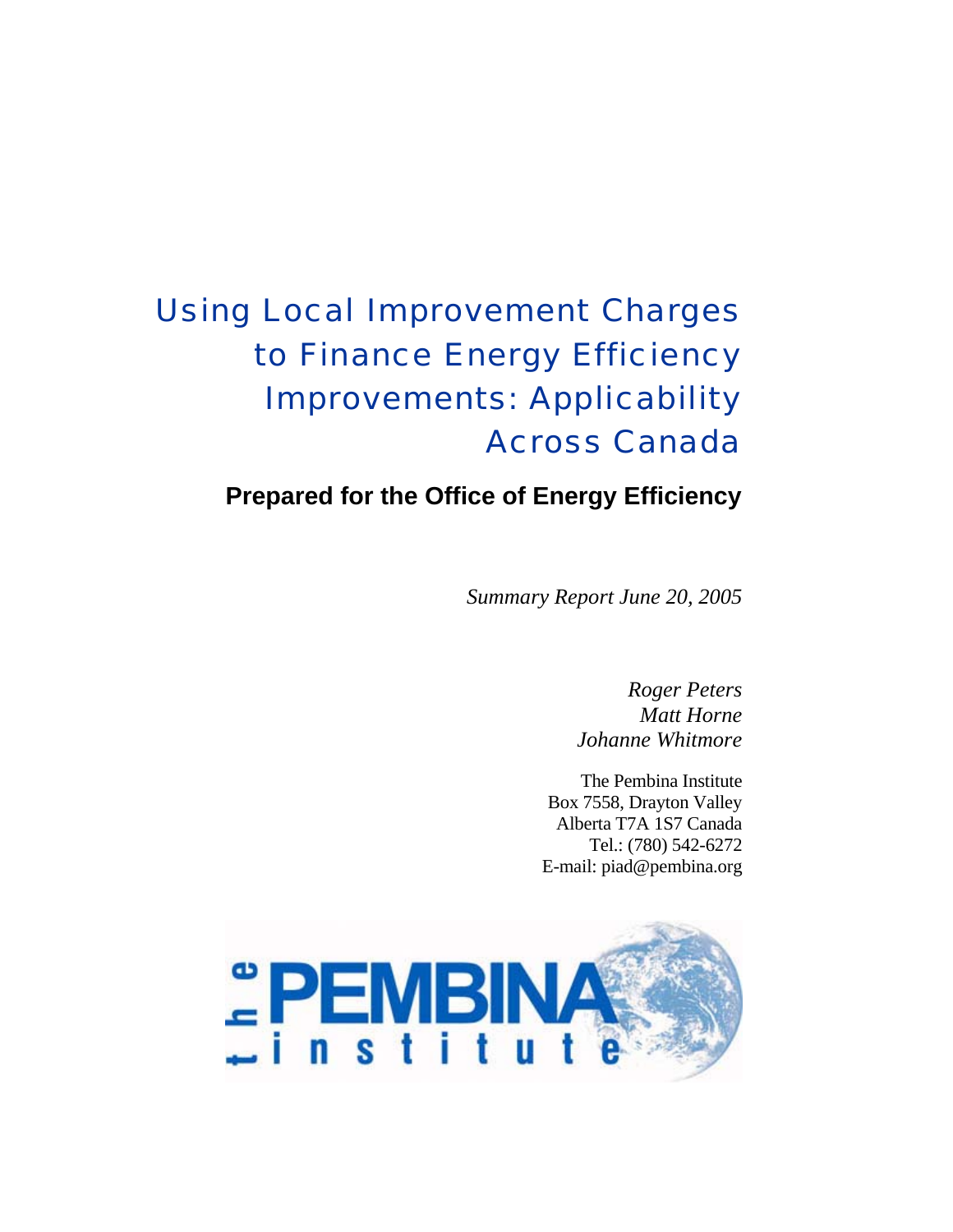# Using Local Improvement Charges to Finance Energy Efficiency Improvements: Applicability Across Canada

**Prepared for the Office of Energy Efficiency**

*Summary Report June 20, 2005*

*Roger Peters*
*Matt Horne*
*Johanne Whitmore*

The Pembina Institute
Box 7558, Drayton Valley
Alberta T7A 1S7 Canada
Tel.: (780) 542-6272
E-mail: piad@pembina.org

the PEMBINA institute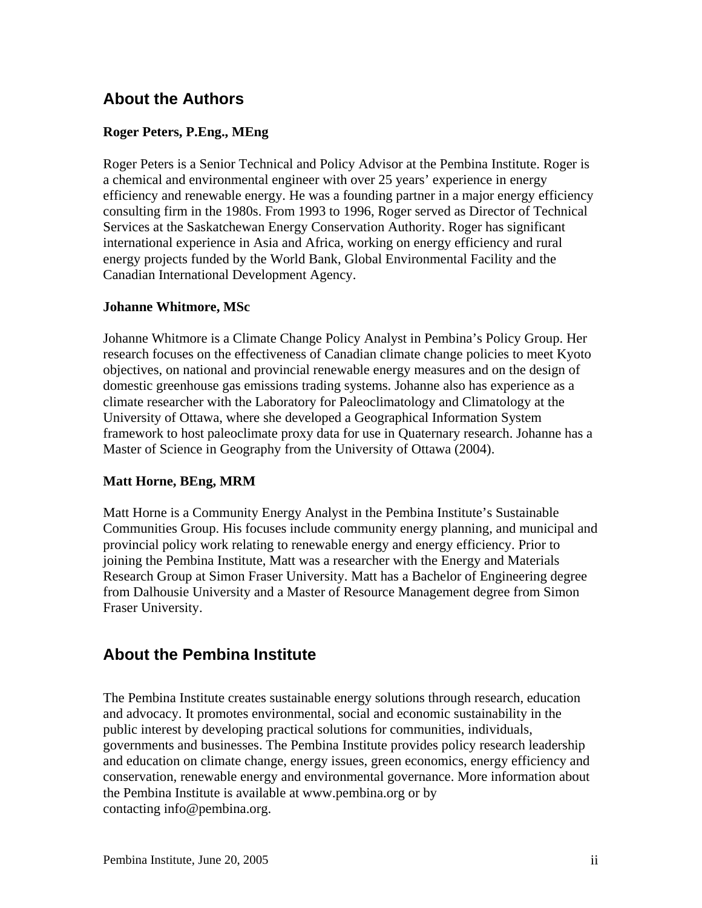## About the Authors

**Roger Peters, P.Eng., MEng**

Roger Peters is a Senior Technical and Policy Advisor at the Pembina Institute. Roger is a chemical and environmental engineer with over 25 years' experience in energy efficiency and renewable energy. He was a founding partner in a major energy efficiency consulting firm in the 1980s. From 1993 to 1996, Roger served as Director of Technical Services at the Saskatchewan Energy Conservation Authority. Roger has significant international experience in Asia and Africa, working on energy efficiency and rural energy projects funded by the World Bank, Global Environmental Facility and the Canadian International Development Agency.

**Johanne Whitmore, MSc**

Johanne Whitmore is a Climate Change Policy Analyst in Pembina's Policy Group. Her research focuses on the effectiveness of Canadian climate change policies to meet Kyoto objectives, on national and provincial renewable energy measures and on the design of domestic greenhouse gas emissions trading systems. Johanne also has experience as a climate researcher with the Laboratory for Paleoclimatology and Climatology at the University of Ottawa, where she developed a Geographical Information System framework to host paleoclimate proxy data for use in Quaternary research. Johanne has a Master of Science in Geography from the University of Ottawa (2004).

**Matt Horne, BEng, MRM**

Matt Horne is a Community Energy Analyst in the Pembina Institute's Sustainable Communities Group. His focuses include community energy planning, and municipal and provincial policy work relating to renewable energy and energy efficiency. Prior to joining the Pembina Institute, Matt was a researcher with the Energy and Materials Research Group at Simon Fraser University. Matt has a Bachelor of Engineering degree from Dalhousie University and a Master of Resource Management degree from Simon Fraser University.

## About the Pembina Institute

The Pembina Institute creates sustainable energy solutions through research, education and advocacy. It promotes environmental, social and economic sustainability in the public interest by developing practical solutions for communities, individuals, governments and businesses. The Pembina Institute provides policy research leadership and education on climate change, energy issues, green economics, energy efficiency and conservation, renewable energy and environmental governance. More information about the Pembina Institute is available at www.pembina.org or by contacting info@pembina.org.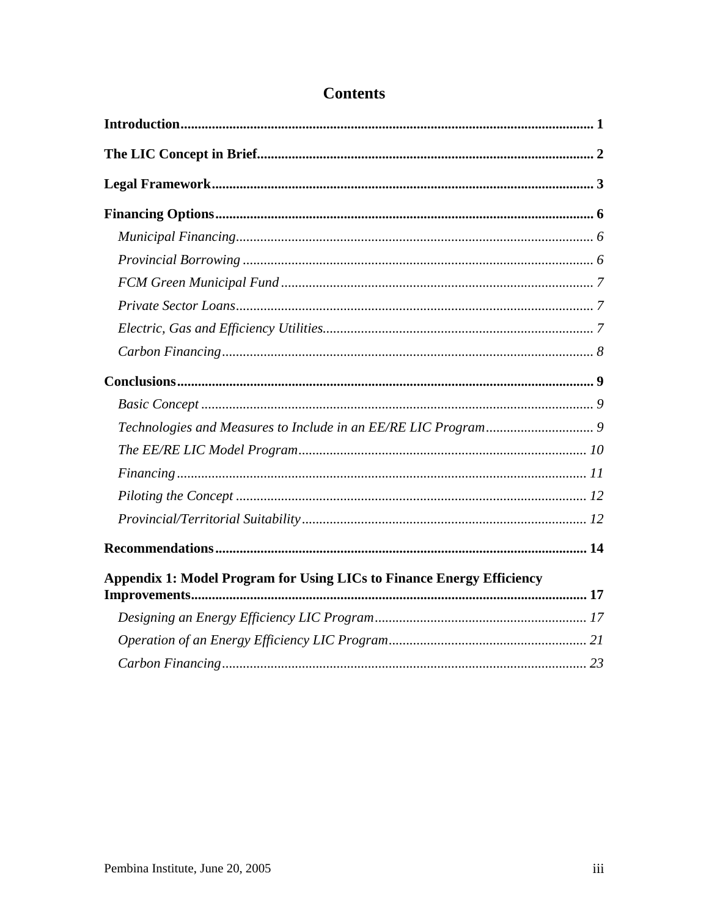# Contents

**Introduction** ........................................................................................................ 1

**The LIC Concept in Brief** ................................................................................. 2

**Legal Framework** ............................................................................................... 3

**Financing Options** ............................................................................................. 6

- *Municipal Financing* ......................................................................................... 6
- *Provincial Borrowing* ....................................................................................... 6
- *FCM Green Municipal Fund* ........................................................................... 7
- *Private Sector Loans* ........................................................................................ 7
- *Electric, Gas and Efficiency Utilities* .............................................................. 7
- *Carbon Financing* ............................................................................................ 8

**Conclusions** ........................................................................................................ 9

- *Basic Concept* .................................................................................................. 9
- *Technologies and Measures to Include in an EE/RE LIC Program* ............... 9
- *The EE/RE LIC Model Program* .................................................................... 10
- *Financing* ....................................................................................................... 11
- *Piloting the Concept* ...................................................................................... 12
- *Provincial/Territorial Suitability* ................................................................... 12

**Recommendations** ........................................................................................... 14

**Appendix 1: Model Program for Using LICs to Finance Energy Efficiency Improvements** ................................................................................................... 17

- *Designing an Energy Efficiency LIC Program* .............................................. 17
- *Operation of an Energy Efficiency LIC Program* .......................................... 21
- *Carbon Financing* .......................................................................................... 23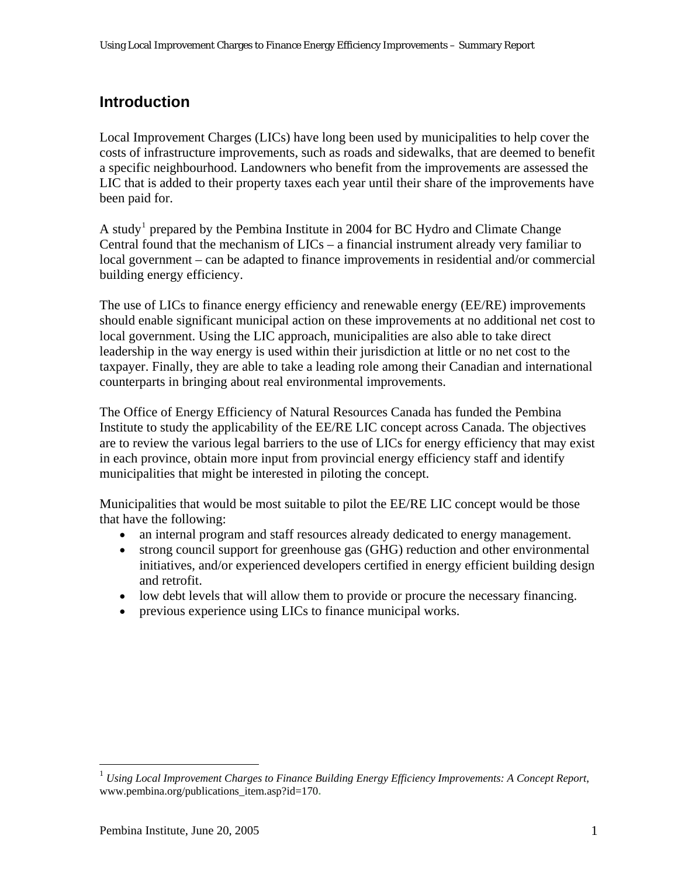## Introduction

Local Improvement Charges (LICs) have long been used by municipalities to help cover the costs of infrastructure improvements, such as roads and sidewalks, that are deemed to benefit a specific neighbourhood. Landowners who benefit from the improvements are assessed the LIC that is added to their property taxes each year until their share of the improvements have been paid for.

A study[1] prepared by the Pembina Institute in 2004 for BC Hydro and Climate Change Central found that the mechanism of LICs – a financial instrument already very familiar to local government – can be adapted to finance improvements in residential and/or commercial building energy efficiency.

The use of LICs to finance energy efficiency and renewable energy (EE/RE) improvements should enable significant municipal action on these improvements at no additional net cost to local government. Using the LIC approach, municipalities are also able to take direct leadership in the way energy is used within their jurisdiction at little or no net cost to the taxpayer. Finally, they are able to take a leading role among their Canadian and international counterparts in bringing about real environmental improvements.

The Office of Energy Efficiency of Natural Resources Canada has funded the Pembina Institute to study the applicability of the EE/RE LIC concept across Canada. The objectives are to review the various legal barriers to the use of LICs for energy efficiency that may exist in each province, obtain more input from provincial energy efficiency staff and identify municipalities that might be interested in piloting the concept.

Municipalities that would be most suitable to pilot the EE/RE LIC concept would be those that have the following:

- an internal program and staff resources already dedicated to energy management.
- strong council support for greenhouse gas (GHG) reduction and other environmental initiatives, and/or experienced developers certified in energy efficient building design and retrofit.
- low debt levels that will allow them to provide or procure the necessary financing.
- previous experience using LICs to finance municipal works.

---

[1] *Using Local Improvement Charges to Finance Building Energy Efficiency Improvements: A Concept Report*, www.pembina.org/publications_item.asp?id=170.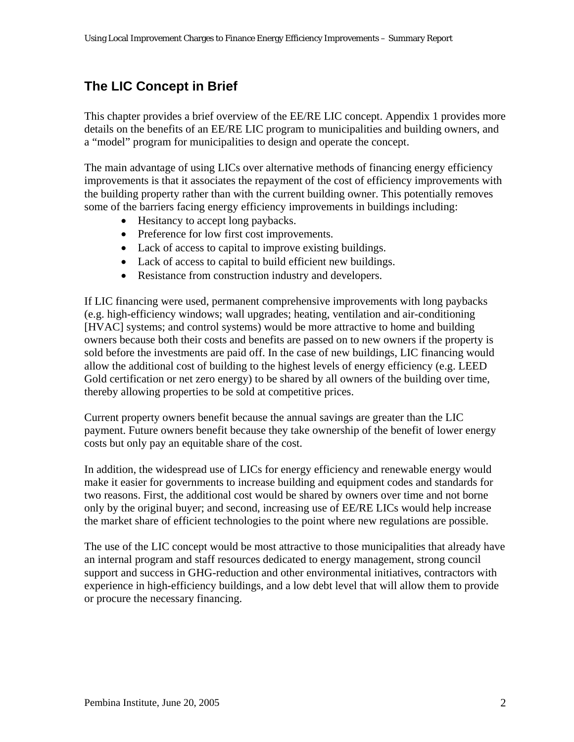## The LIC Concept in Brief

This chapter provides a brief overview of the EE/RE LIC concept. Appendix 1 provides more details on the benefits of an EE/RE LIC program to municipalities and building owners, and a "model" program for municipalities to design and operate the concept.

The main advantage of using LICs over alternative methods of financing energy efficiency improvements is that it associates the repayment of the cost of efficiency improvements with the building property rather than with the current building owner. This potentially removes some of the barriers facing energy efficiency improvements in buildings including:

- Hesitancy to accept long paybacks.
- Preference for low first cost improvements.
- Lack of access to capital to improve existing buildings.
- Lack of access to capital to build efficient new buildings.
- Resistance from construction industry and developers.

If LIC financing were used, permanent comprehensive improvements with long paybacks (e.g. high-efficiency windows; wall upgrades; heating, ventilation and air-conditioning [HVAC] systems; and control systems) would be more attractive to home and building owners because both their costs and benefits are passed on to new owners if the property is sold before the investments are paid off. In the case of new buildings, LIC financing would allow the additional cost of building to the highest levels of energy efficiency (e.g. LEED Gold certification or net zero energy) to be shared by all owners of the building over time, thereby allowing properties to be sold at competitive prices.

Current property owners benefit because the annual savings are greater than the LIC payment. Future owners benefit because they take ownership of the benefit of lower energy costs but only pay an equitable share of the cost.

In addition, the widespread use of LICs for energy efficiency and renewable energy would make it easier for governments to increase building and equipment codes and standards for two reasons. First, the additional cost would be shared by owners over time and not borne only by the original buyer; and second, increasing use of EE/RE LICs would help increase the market share of efficient technologies to the point where new regulations are possible.

The use of the LIC concept would be most attractive to those municipalities that already have an internal program and staff resources dedicated to energy management, strong council support and success in GHG-reduction and other environmental initiatives, contractors with experience in high-efficiency buildings, and a low debt level that will allow them to provide or procure the necessary financing.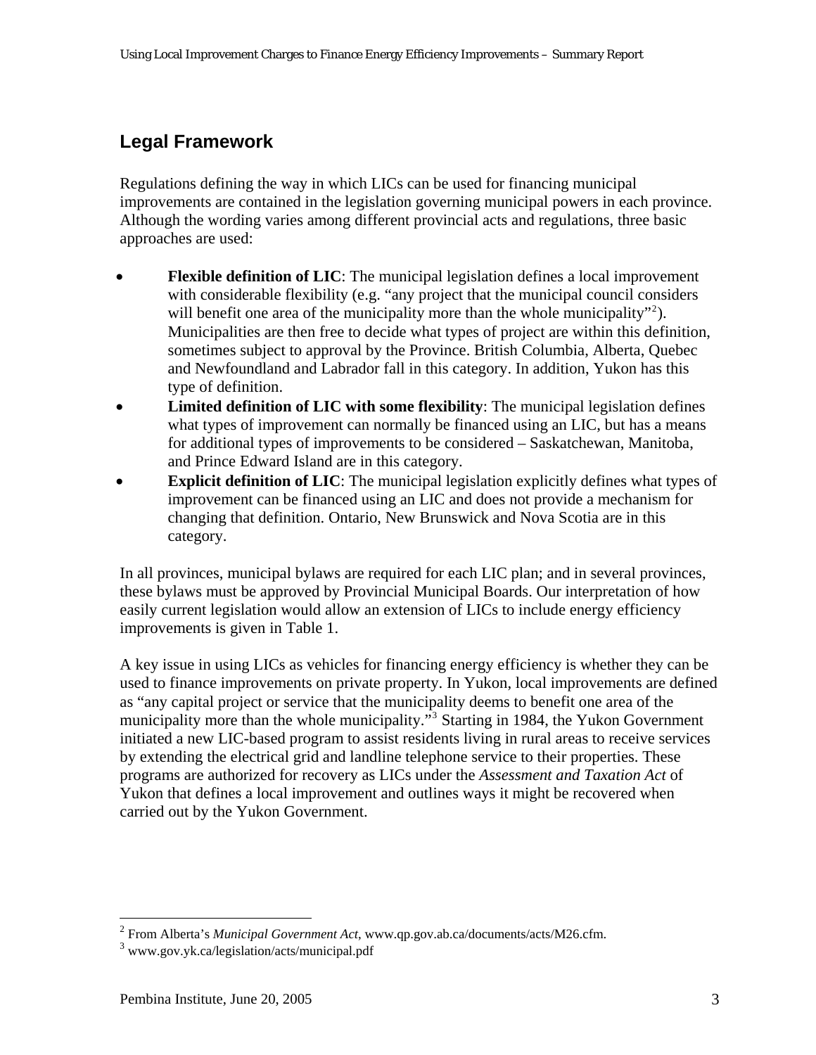## Legal Framework

Regulations defining the way in which LICs can be used for financing municipal improvements are contained in the legislation governing municipal powers in each province. Although the wording varies among different provincial acts and regulations, three basic approaches are used:

- **Flexible definition of LIC**: The municipal legislation defines a local improvement with considerable flexibility (e.g. "any project that the municipal council considers will benefit one area of the municipality more than the whole municipality"[2]). Municipalities are then free to decide what types of project are within this definition, sometimes subject to approval by the Province. British Columbia, Alberta, Quebec and Newfoundland and Labrador fall in this category. In addition, Yukon has this type of definition.
- **Limited definition of LIC with some flexibility**: The municipal legislation defines what types of improvement can normally be financed using an LIC, but has a means for additional types of improvements to be considered – Saskatchewan, Manitoba, and Prince Edward Island are in this category.
- **Explicit definition of LIC**: The municipal legislation explicitly defines what types of improvement can be financed using an LIC and does not provide a mechanism for changing that definition. Ontario, New Brunswick and Nova Scotia are in this category.

In all provinces, municipal bylaws are required for each LIC plan; and in several provinces, these bylaws must be approved by Provincial Municipal Boards. Our interpretation of how easily current legislation would allow an extension of LICs to include energy efficiency improvements is given in Table 1.

A key issue in using LICs as vehicles for financing energy efficiency is whether they can be used to finance improvements on private property. In Yukon, local improvements are defined as "any capital project or service that the municipality deems to benefit one area of the municipality more than the whole municipality."[3] Starting in 1984, the Yukon Government initiated a new LIC-based program to assist residents living in rural areas to receive services by extending the electrical grid and landline telephone service to their properties. These programs are authorized for recovery as LICs under the *Assessment and Taxation Act* of Yukon that defines a local improvement and outlines ways it might be recovered when carried out by the Yukon Government.

---

[2] From Alberta's *Municipal Government Act*, www.qp.gov.ab.ca/documents/acts/M26.cfm.

[3] www.gov.yk.ca/legislation/acts/municipal.pdf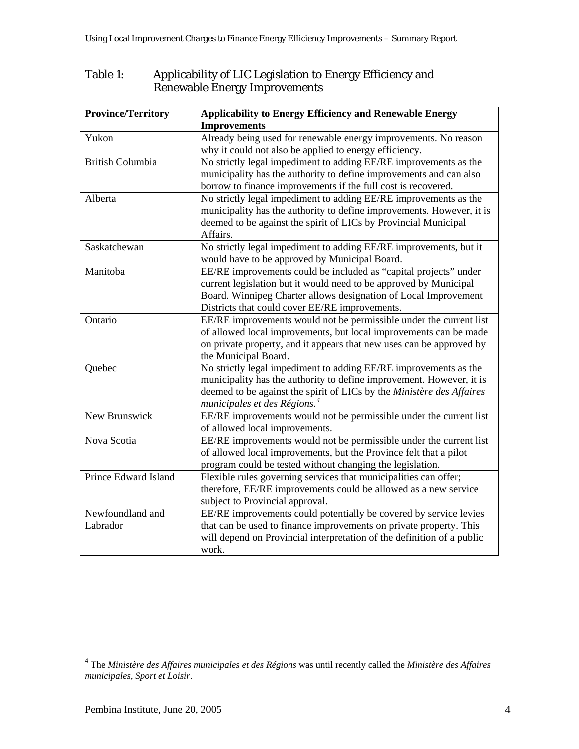## Table 1: Applicability of LIC Legislation to Energy Efficiency and Renewable Energy Improvements

| Province/Territory | Applicability to Energy Efficiency and Renewable Energy Improvements |
|---|---|
| Yukon | Already being used for renewable energy improvements. No reason why it could not also be applied to energy efficiency. |
| British Columbia | No strictly legal impediment to adding EE/RE improvements as the municipality has the authority to define improvements and can also borrow to finance improvements if the full cost is recovered. |
| Alberta | No strictly legal impediment to adding EE/RE improvements as the municipality has the authority to define improvements. However, it is deemed to be against the spirit of LICs by Provincial Municipal Affairs. |
| Saskatchewan | No strictly legal impediment to adding EE/RE improvements, but it would have to be approved by Municipal Board. |
| Manitoba | EE/RE improvements could be included as "capital projects" under current legislation but it would need to be approved by Municipal Board. Winnipeg Charter allows designation of Local Improvement Districts that could cover EE/RE improvements. |
| Ontario | EE/RE improvements would not be permissible under the current list of allowed local improvements, but local improvements can be made on private property, and it appears that new uses can be approved by the Municipal Board. |
| Quebec | No strictly legal impediment to adding EE/RE improvements as the municipality has the authority to define improvement. However, it is deemed to be against the spirit of LICs by the *Ministère des Affaires municipales et des Régions.*[4] |
| New Brunswick | EE/RE improvements would not be permissible under the current list of allowed local improvements. |
| Nova Scotia | EE/RE improvements would not be permissible under the current list of allowed local improvements, but the Province felt that a pilot program could be tested without changing the legislation. |
| Prince Edward Island | Flexible rules governing services that municipalities can offer; therefore, EE/RE improvements could be allowed as a new service subject to Provincial approval. |
| Newfoundland and Labrador | EE/RE improvements could potentially be covered by service levies that can be used to finance improvements on private property. This will depend on Provincial interpretation of the definition of a public work. |

[4] The *Ministère des Affaires municipales et des Régions* was until recently called the *Ministère des Affaires municipales, Sport et Loisir*.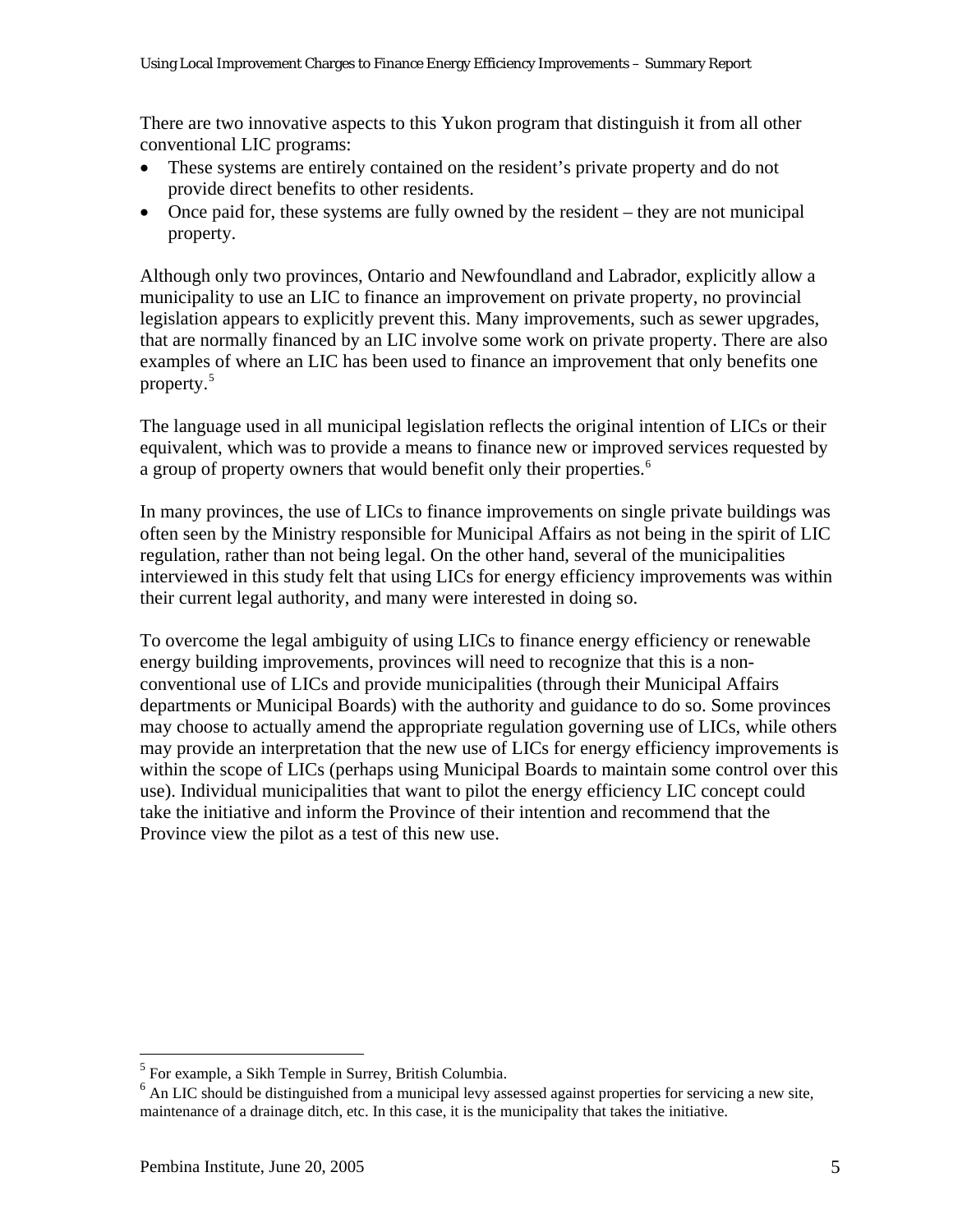There are two innovative aspects to this Yukon program that distinguish it from all other conventional LIC programs:

- These systems are entirely contained on the resident's private property and do not provide direct benefits to other residents.
- Once paid for, these systems are fully owned by the resident – they are not municipal property.

Although only two provinces, Ontario and Newfoundland and Labrador, explicitly allow a municipality to use an LIC to finance an improvement on private property, no provincial legislation appears to explicitly prevent this. Many improvements, such as sewer upgrades, that are normally financed by an LIC involve some work on private property. There are also examples of where an LIC has been used to finance an improvement that only benefits one property.[5]

The language used in all municipal legislation reflects the original intention of LICs or their equivalent, which was to provide a means to finance new or improved services requested by a group of property owners that would benefit only their properties.[6]

In many provinces, the use of LICs to finance improvements on single private buildings was often seen by the Ministry responsible for Municipal Affairs as not being in the spirit of LIC regulation, rather than not being legal. On the other hand, several of the municipalities interviewed in this study felt that using LICs for energy efficiency improvements was within their current legal authority, and many were interested in doing so.

To overcome the legal ambiguity of using LICs to finance energy efficiency or renewable energy building improvements, provinces will need to recognize that this is a non-conventional use of LICs and provide municipalities (through their Municipal Affairs departments or Municipal Boards) with the authority and guidance to do so. Some provinces may choose to actually amend the appropriate regulation governing use of LICs, while others may provide an interpretation that the new use of LICs for energy efficiency improvements is within the scope of LICs (perhaps using Municipal Boards to maintain some control over this use). Individual municipalities that want to pilot the energy efficiency LIC concept could take the initiative and inform the Province of their intention and recommend that the Province view the pilot as a test of this new use.

---

[5] For example, a Sikh Temple in Surrey, British Columbia.

[6] An LIC should be distinguished from a municipal levy assessed against properties for servicing a new site, maintenance of a drainage ditch, etc. In this case, it is the municipality that takes the initiative.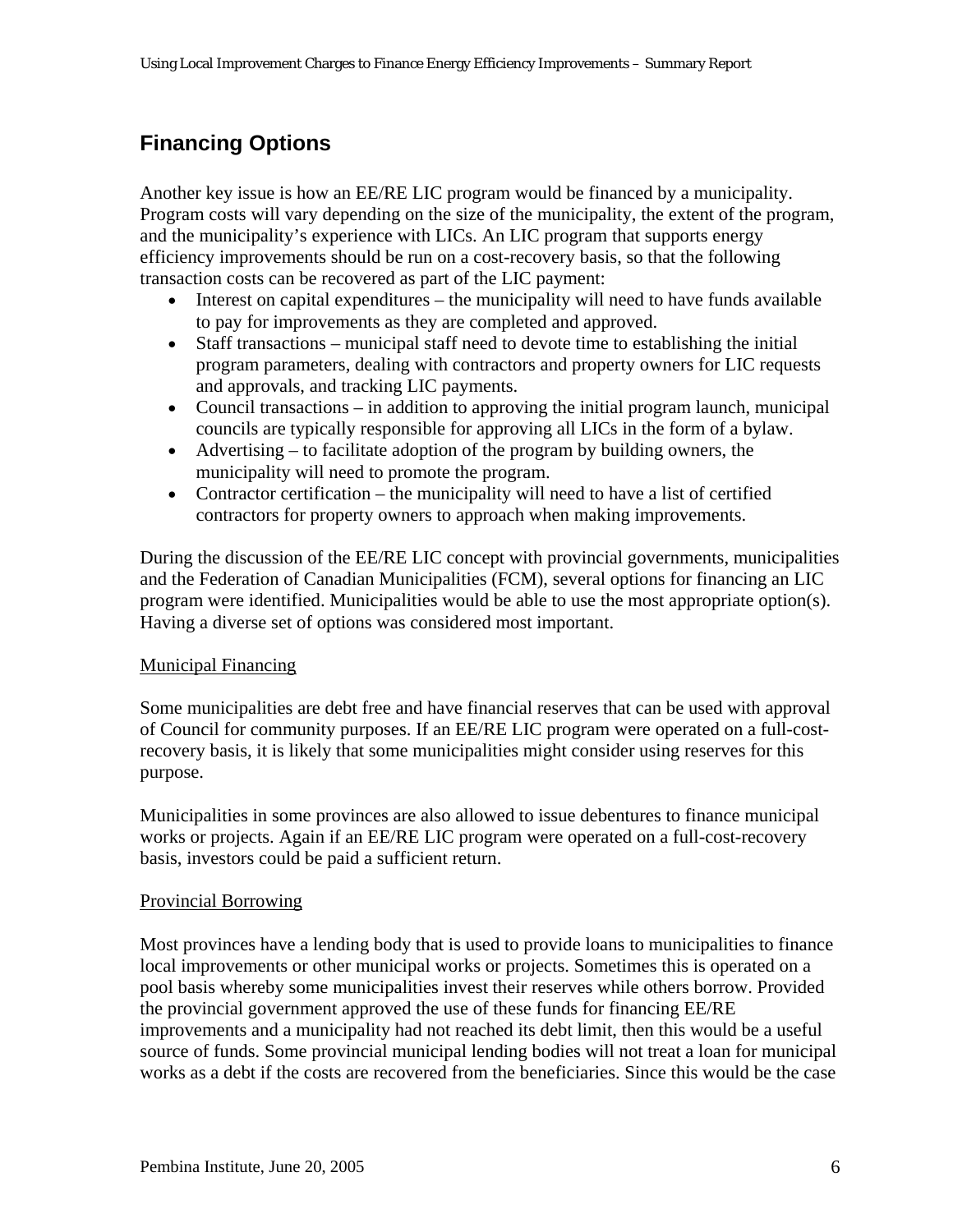## Financing Options

Another key issue is how an EE/RE LIC program would be financed by a municipality. Program costs will vary depending on the size of the municipality, the extent of the program, and the municipality's experience with LICs. An LIC program that supports energy efficiency improvements should be run on a cost-recovery basis, so that the following transaction costs can be recovered as part of the LIC payment:

- Interest on capital expenditures – the municipality will need to have funds available to pay for improvements as they are completed and approved.
- Staff transactions – municipal staff need to devote time to establishing the initial program parameters, dealing with contractors and property owners for LIC requests and approvals, and tracking LIC payments.
- Council transactions – in addition to approving the initial program launch, municipal councils are typically responsible for approving all LICs in the form of a bylaw.
- Advertising – to facilitate adoption of the program by building owners, the municipality will need to promote the program.
- Contractor certification – the municipality will need to have a list of certified contractors for property owners to approach when making improvements.

During the discussion of the EE/RE LIC concept with provincial governments, municipalities and the Federation of Canadian Municipalities (FCM), several options for financing an LIC program were identified. Municipalities would be able to use the most appropriate option(s). Having a diverse set of options was considered most important.

### Municipal Financing

Some municipalities are debt free and have financial reserves that can be used with approval of Council for community purposes. If an EE/RE LIC program were operated on a full-cost-recovery basis, it is likely that some municipalities might consider using reserves for this purpose.

Municipalities in some provinces are also allowed to issue debentures to finance municipal works or projects. Again if an EE/RE LIC program were operated on a full-cost-recovery basis, investors could be paid a sufficient return.

### Provincial Borrowing

Most provinces have a lending body that is used to provide loans to municipalities to finance local improvements or other municipal works or projects. Sometimes this is operated on a pool basis whereby some municipalities invest their reserves while others borrow. Provided the provincial government approved the use of these funds for financing EE/RE improvements and a municipality had not reached its debt limit, then this would be a useful source of funds. Some provincial municipal lending bodies will not treat a loan for municipal works as a debt if the costs are recovered from the beneficiaries. Since this would be the case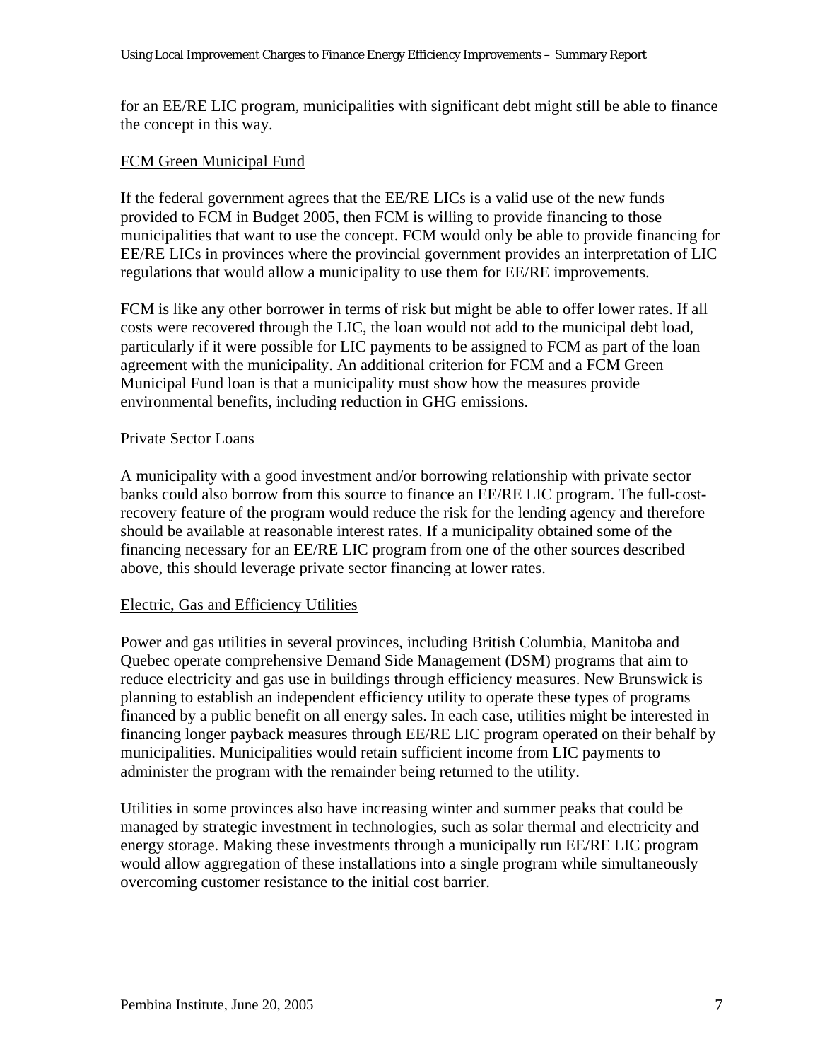for an EE/RE LIC program, municipalities with significant debt might still be able to finance the concept in this way.

### FCM Green Municipal Fund

If the federal government agrees that the EE/RE LICs is a valid use of the new funds provided to FCM in Budget 2005, then FCM is willing to provide financing to those municipalities that want to use the concept. FCM would only be able to provide financing for EE/RE LICs in provinces where the provincial government provides an interpretation of LIC regulations that would allow a municipality to use them for EE/RE improvements.

FCM is like any other borrower in terms of risk but might be able to offer lower rates. If all costs were recovered through the LIC, the loan would not add to the municipal debt load, particularly if it were possible for LIC payments to be assigned to FCM as part of the loan agreement with the municipality. An additional criterion for FCM and a FCM Green Municipal Fund loan is that a municipality must show how the measures provide environmental benefits, including reduction in GHG emissions.

### Private Sector Loans

A municipality with a good investment and/or borrowing relationship with private sector banks could also borrow from this source to finance an EE/RE LIC program. The full-cost-recovery feature of the program would reduce the risk for the lending agency and therefore should be available at reasonable interest rates. If a municipality obtained some of the financing necessary for an EE/RE LIC program from one of the other sources described above, this should leverage private sector financing at lower rates.

### Electric, Gas and Efficiency Utilities

Power and gas utilities in several provinces, including British Columbia, Manitoba and Quebec operate comprehensive Demand Side Management (DSM) programs that aim to reduce electricity and gas use in buildings through efficiency measures. New Brunswick is planning to establish an independent efficiency utility to operate these types of programs financed by a public benefit on all energy sales. In each case, utilities might be interested in financing longer payback measures through EE/RE LIC program operated on their behalf by municipalities. Municipalities would retain sufficient income from LIC payments to administer the program with the remainder being returned to the utility.

Utilities in some provinces also have increasing winter and summer peaks that could be managed by strategic investment in technologies, such as solar thermal and electricity and energy storage. Making these investments through a municipally run EE/RE LIC program would allow aggregation of these installations into a single program while simultaneously overcoming customer resistance to the initial cost barrier.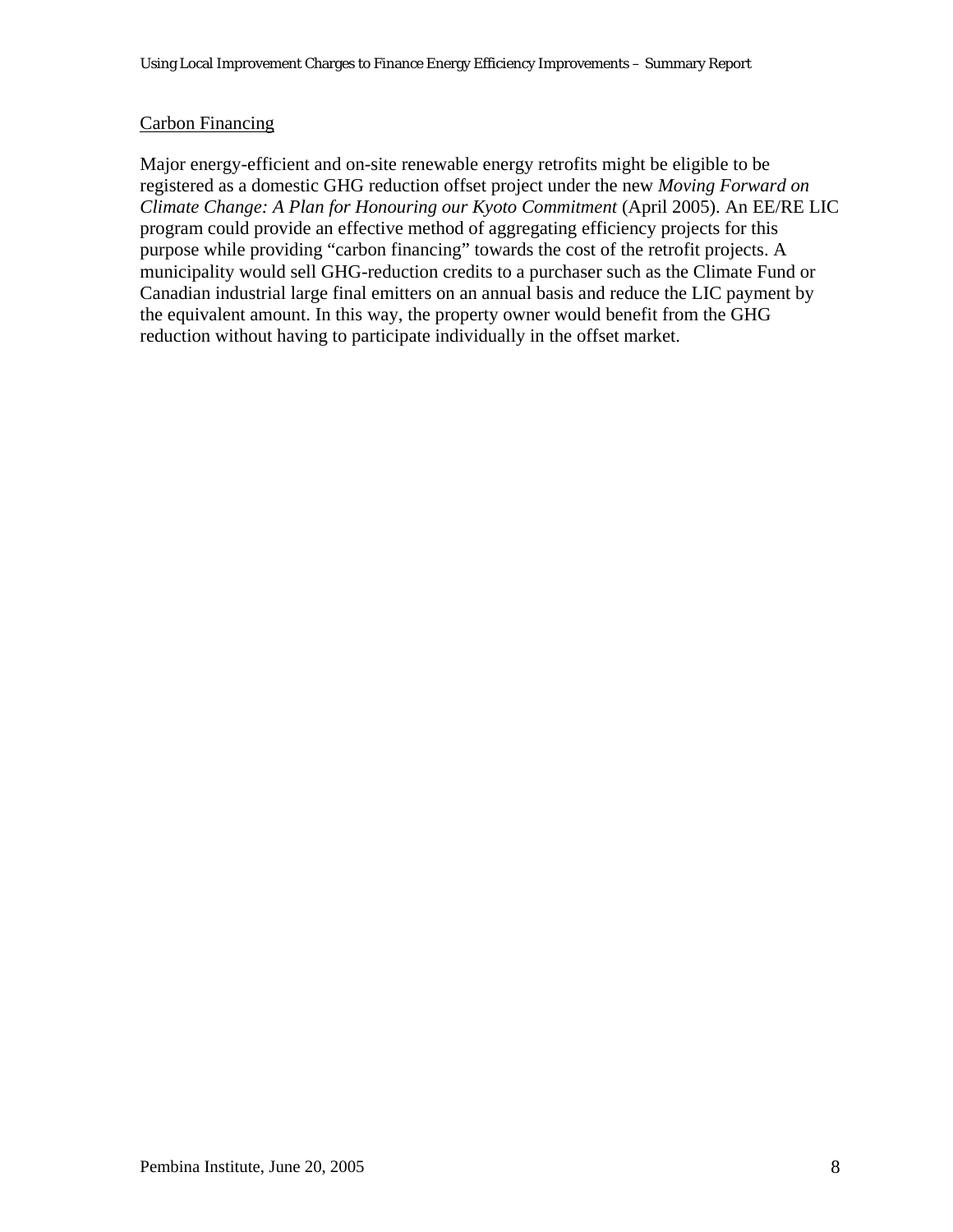<u>Carbon Financing</u>

Major energy-efficient and on-site renewable energy retrofits might be eligible to be registered as a domestic GHG reduction offset project under the new *Moving Forward on Climate Change: A Plan for Honouring our Kyoto Commitment* (April 2005). An EE/RE LIC program could provide an effective method of aggregating efficiency projects for this purpose while providing "carbon financing" towards the cost of the retrofit projects. A municipality would sell GHG-reduction credits to a purchaser such as the Climate Fund or Canadian industrial large final emitters on an annual basis and reduce the LIC payment by the equivalent amount. In this way, the property owner would benefit from the GHG reduction without having to participate individually in the offset market.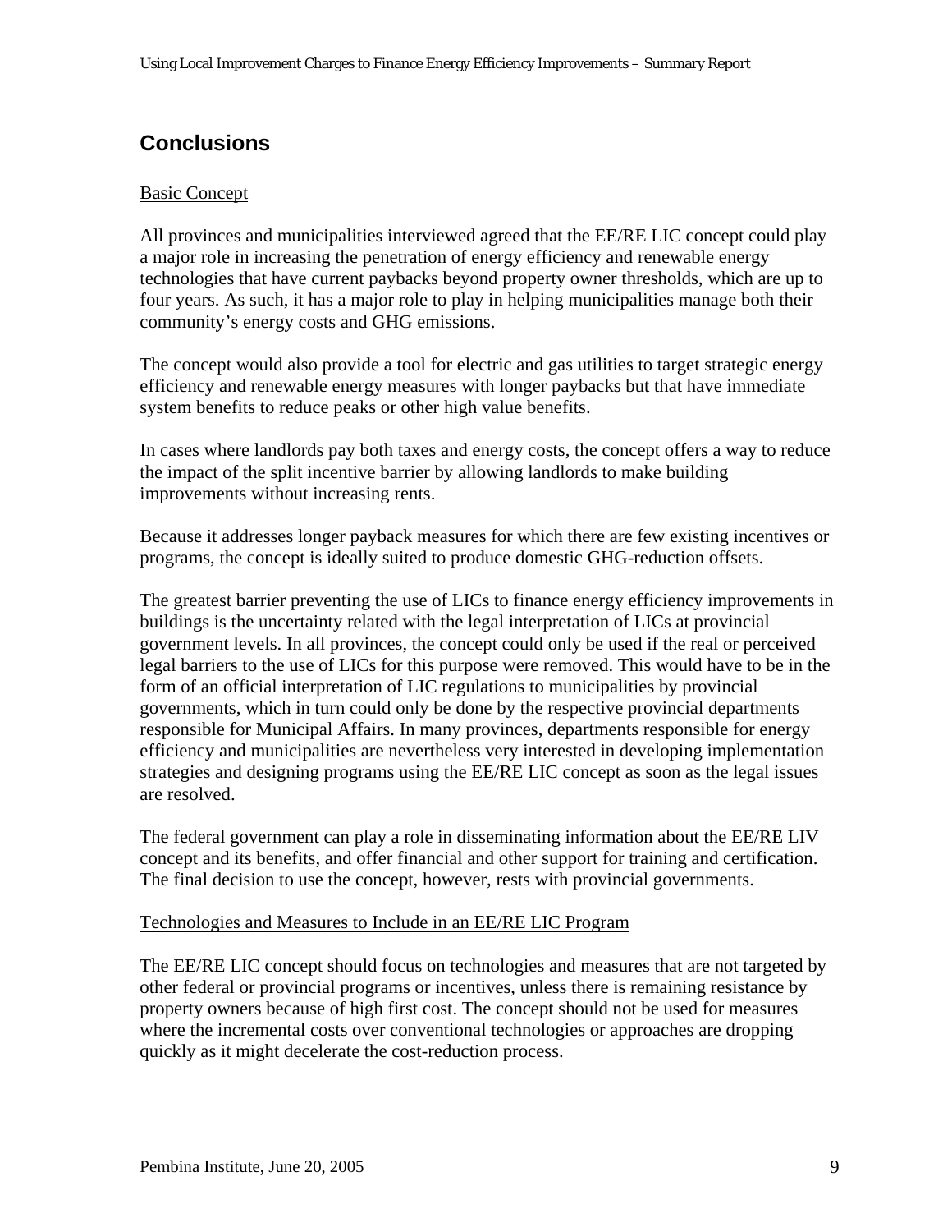## Conclusions

Basic Concept

All provinces and municipalities interviewed agreed that the EE/RE LIC concept could play a major role in increasing the penetration of energy efficiency and renewable energy technologies that have current paybacks beyond property owner thresholds, which are up to four years. As such, it has a major role to play in helping municipalities manage both their community's energy costs and GHG emissions.

The concept would also provide a tool for electric and gas utilities to target strategic energy efficiency and renewable energy measures with longer paybacks but that have immediate system benefits to reduce peaks or other high value benefits.

In cases where landlords pay both taxes and energy costs, the concept offers a way to reduce the impact of the split incentive barrier by allowing landlords to make building improvements without increasing rents.

Because it addresses longer payback measures for which there are few existing incentives or programs, the concept is ideally suited to produce domestic GHG-reduction offsets.

The greatest barrier preventing the use of LICs to finance energy efficiency improvements in buildings is the uncertainty related with the legal interpretation of LICs at provincial government levels. In all provinces, the concept could only be used if the real or perceived legal barriers to the use of LICs for this purpose were removed. This would have to be in the form of an official interpretation of LIC regulations to municipalities by provincial governments, which in turn could only be done by the respective provincial departments responsible for Municipal Affairs. In many provinces, departments responsible for energy efficiency and municipalities are nevertheless very interested in developing implementation strategies and designing programs using the EE/RE LIC concept as soon as the legal issues are resolved.

The federal government can play a role in disseminating information about the EE/RE LIV concept and its benefits, and offer financial and other support for training and certification. The final decision to use the concept, however, rests with provincial governments.

Technologies and Measures to Include in an EE/RE LIC Program

The EE/RE LIC concept should focus on technologies and measures that are not targeted by other federal or provincial programs or incentives, unless there is remaining resistance by property owners because of high first cost. The concept should not be used for measures where the incremental costs over conventional technologies or approaches are dropping quickly as it might decelerate the cost-reduction process.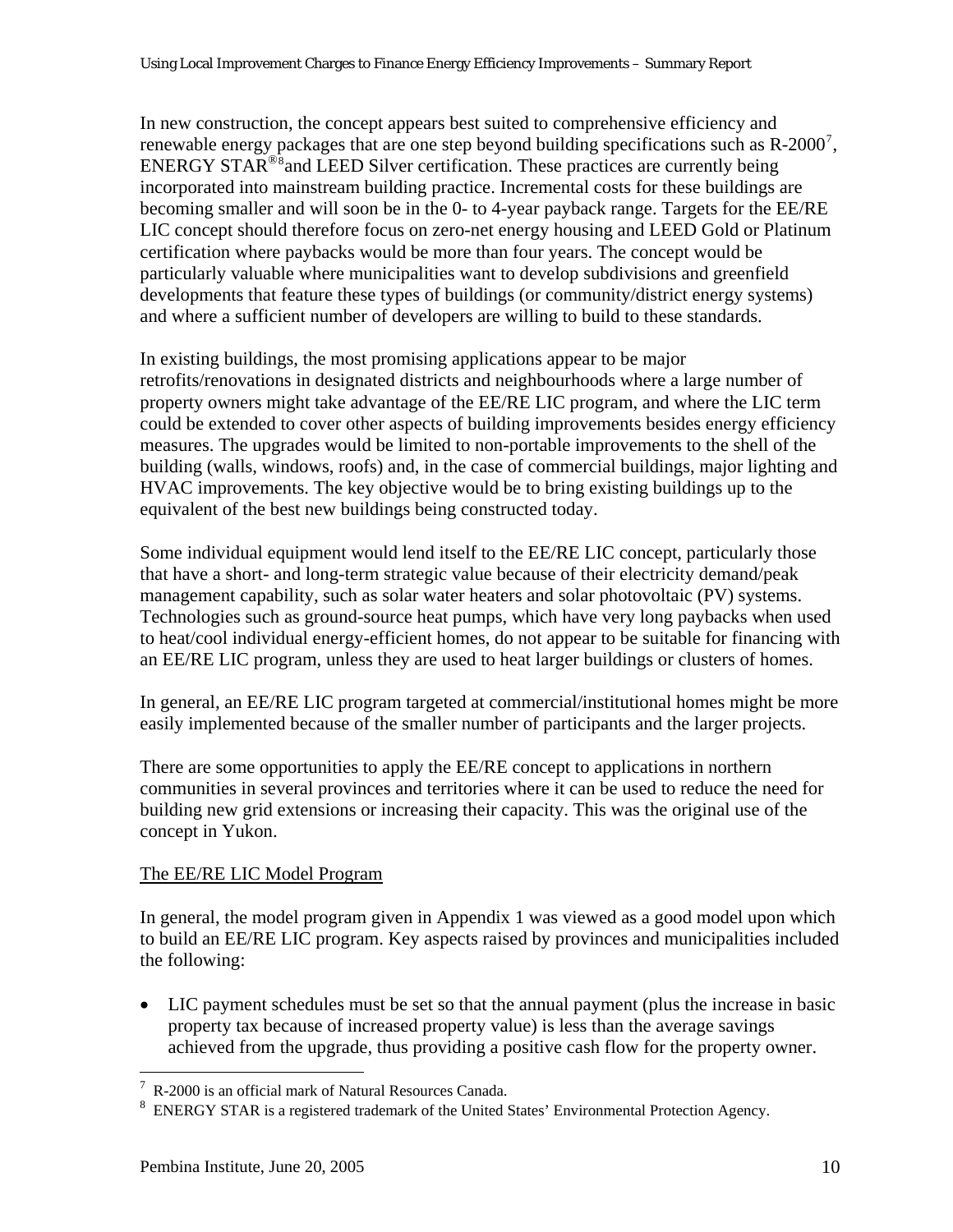In new construction, the concept appears best suited to comprehensive efficiency and renewable energy packages that are one step beyond building specifications such as R-2000[7], ENERGY STAR®[8] and LEED Silver certification. These practices are currently being incorporated into mainstream building practice. Incremental costs for these buildings are becoming smaller and will soon be in the 0- to 4-year payback range. Targets for the EE/RE LIC concept should therefore focus on zero-net energy housing and LEED Gold or Platinum certification where paybacks would be more than four years. The concept would be particularly valuable where municipalities want to develop subdivisions and greenfield developments that feature these types of buildings (or community/district energy systems) and where a sufficient number of developers are willing to build to these standards.

In existing buildings, the most promising applications appear to be major retrofits/renovations in designated districts and neighbourhoods where a large number of property owners might take advantage of the EE/RE LIC program, and where the LIC term could be extended to cover other aspects of building improvements besides energy efficiency measures. The upgrades would be limited to non-portable improvements to the shell of the building (walls, windows, roofs) and, in the case of commercial buildings, major lighting and HVAC improvements. The key objective would be to bring existing buildings up to the equivalent of the best new buildings being constructed today.

Some individual equipment would lend itself to the EE/RE LIC concept, particularly those that have a short- and long-term strategic value because of their electricity demand/peak management capability, such as solar water heaters and solar photovoltaic (PV) systems. Technologies such as ground-source heat pumps, which have very long paybacks when used to heat/cool individual energy-efficient homes, do not appear to be suitable for financing with an EE/RE LIC program, unless they are used to heat larger buildings or clusters of homes.

In general, an EE/RE LIC program targeted at commercial/institutional homes might be more easily implemented because of the smaller number of participants and the larger projects.

There are some opportunities to apply the EE/RE concept to applications in northern communities in several provinces and territories where it can be used to reduce the need for building new grid extensions or increasing their capacity. This was the original use of the concept in Yukon.

<u>The EE/RE LIC Model Program</u>

In general, the model program given in Appendix 1 was viewed as a good model upon which to build an EE/RE LIC program. Key aspects raised by provinces and municipalities included the following:

- LIC payment schedules must be set so that the annual payment (plus the increase in basic property tax because of increased property value) is less than the average savings achieved from the upgrade, thus providing a positive cash flow for the property owner.

---

[7] R-2000 is an official mark of Natural Resources Canada.

[8] ENERGY STAR is a registered trademark of the United States' Environmental Protection Agency.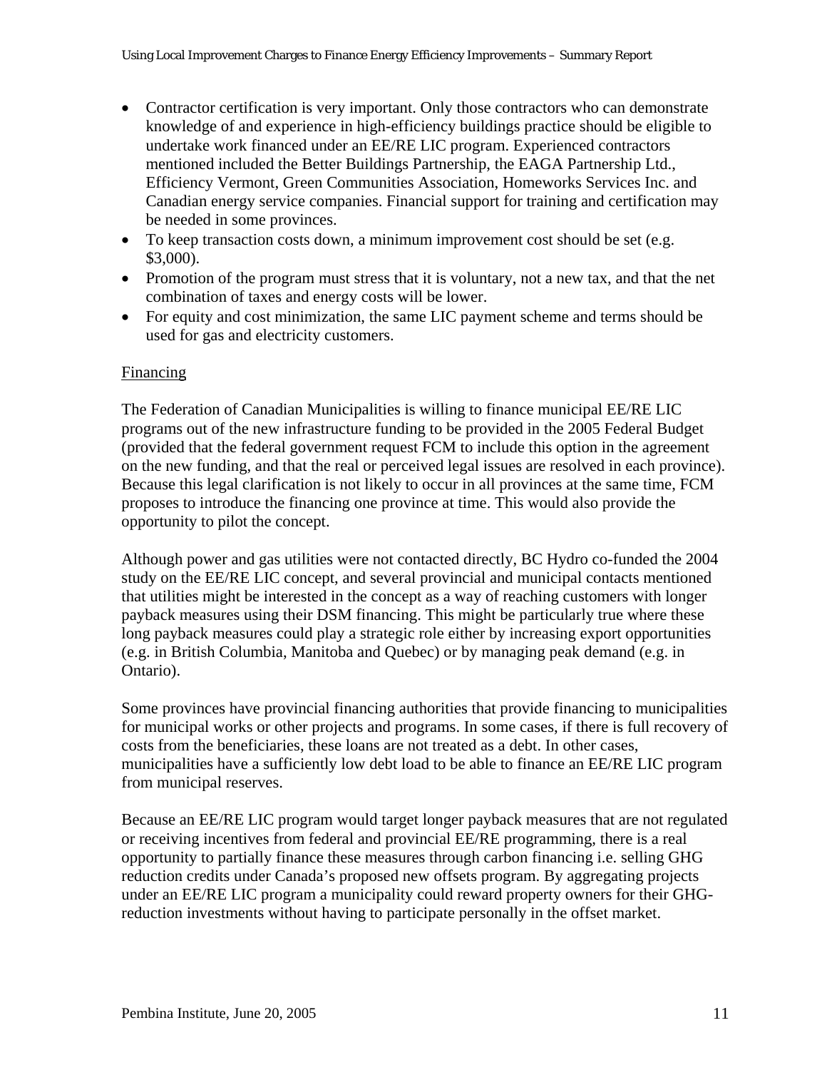- Contractor certification is very important. Only those contractors who can demonstrate knowledge of and experience in high-efficiency buildings practice should be eligible to undertake work financed under an EE/RE LIC program. Experienced contractors mentioned included the Better Buildings Partnership, the EAGA Partnership Ltd., Efficiency Vermont, Green Communities Association, Homeworks Services Inc. and Canadian energy service companies. Financial support for training and certification may be needed in some provinces.
- To keep transaction costs down, a minimum improvement cost should be set (e.g. $3,000).
- Promotion of the program must stress that it is voluntary, not a new tax, and that the net combination of taxes and energy costs will be lower.
- For equity and cost minimization, the same LIC payment scheme and terms should be used for gas and electricity customers.

<u>Financing</u>

The Federation of Canadian Municipalities is willing to finance municipal EE/RE LIC programs out of the new infrastructure funding to be provided in the 2005 Federal Budget (provided that the federal government request FCM to include this option in the agreement on the new funding, and that the real or perceived legal issues are resolved in each province). Because this legal clarification is not likely to occur in all provinces at the same time, FCM proposes to introduce the financing one province at time. This would also provide the opportunity to pilot the concept.

Although power and gas utilities were not contacted directly, BC Hydro co-funded the 2004 study on the EE/RE LIC concept, and several provincial and municipal contacts mentioned that utilities might be interested in the concept as a way of reaching customers with longer payback measures using their DSM financing. This might be particularly true where these long payback measures could play a strategic role either by increasing export opportunities (e.g. in British Columbia, Manitoba and Quebec) or by managing peak demand (e.g. in Ontario).

Some provinces have provincial financing authorities that provide financing to municipalities for municipal works or other projects and programs. In some cases, if there is full recovery of costs from the beneficiaries, these loans are not treated as a debt. In other cases, municipalities have a sufficiently low debt load to be able to finance an EE/RE LIC program from municipal reserves.

Because an EE/RE LIC program would target longer payback measures that are not regulated or receiving incentives from federal and provincial EE/RE programming, there is a real opportunity to partially finance these measures through carbon financing i.e. selling GHG reduction credits under Canada's proposed new offsets program. By aggregating projects under an EE/RE LIC program a municipality could reward property owners for their GHG-reduction investments without having to participate personally in the offset market.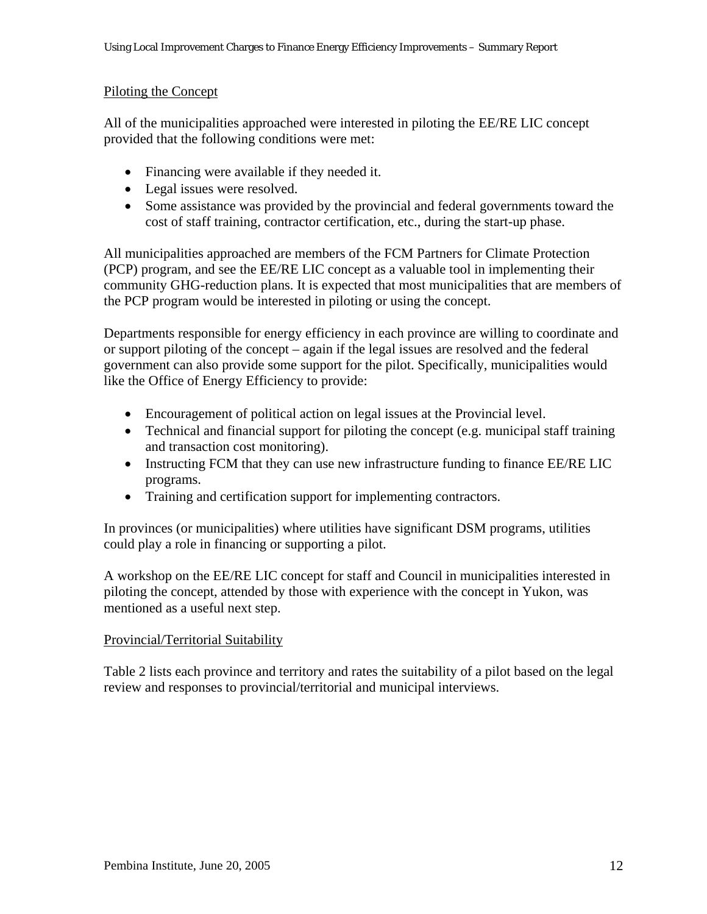## Piloting the Concept

All of the municipalities approached were interested in piloting the EE/RE LIC concept provided that the following conditions were met:

- Financing were available if they needed it.
- Legal issues were resolved.
- Some assistance was provided by the provincial and federal governments toward the cost of staff training, contractor certification, etc., during the start-up phase.

All municipalities approached are members of the FCM Partners for Climate Protection (PCP) program, and see the EE/RE LIC concept as a valuable tool in implementing their community GHG-reduction plans. It is expected that most municipalities that are members of the PCP program would be interested in piloting or using the concept.

Departments responsible for energy efficiency in each province are willing to coordinate and or support piloting of the concept – again if the legal issues are resolved and the federal government can also provide some support for the pilot. Specifically, municipalities would like the Office of Energy Efficiency to provide:

- Encouragement of political action on legal issues at the Provincial level.
- Technical and financial support for piloting the concept (e.g. municipal staff training and transaction cost monitoring).
- Instructing FCM that they can use new infrastructure funding to finance EE/RE LIC programs.
- Training and certification support for implementing contractors.

In provinces (or municipalities) where utilities have significant DSM programs, utilities could play a role in financing or supporting a pilot.

A workshop on the EE/RE LIC concept for staff and Council in municipalities interested in piloting the concept, attended by those with experience with the concept in Yukon, was mentioned as a useful next step.

## Provincial/Territorial Suitability

Table 2 lists each province and territory and rates the suitability of a pilot based on the legal review and responses to provincial/territorial and municipal interviews.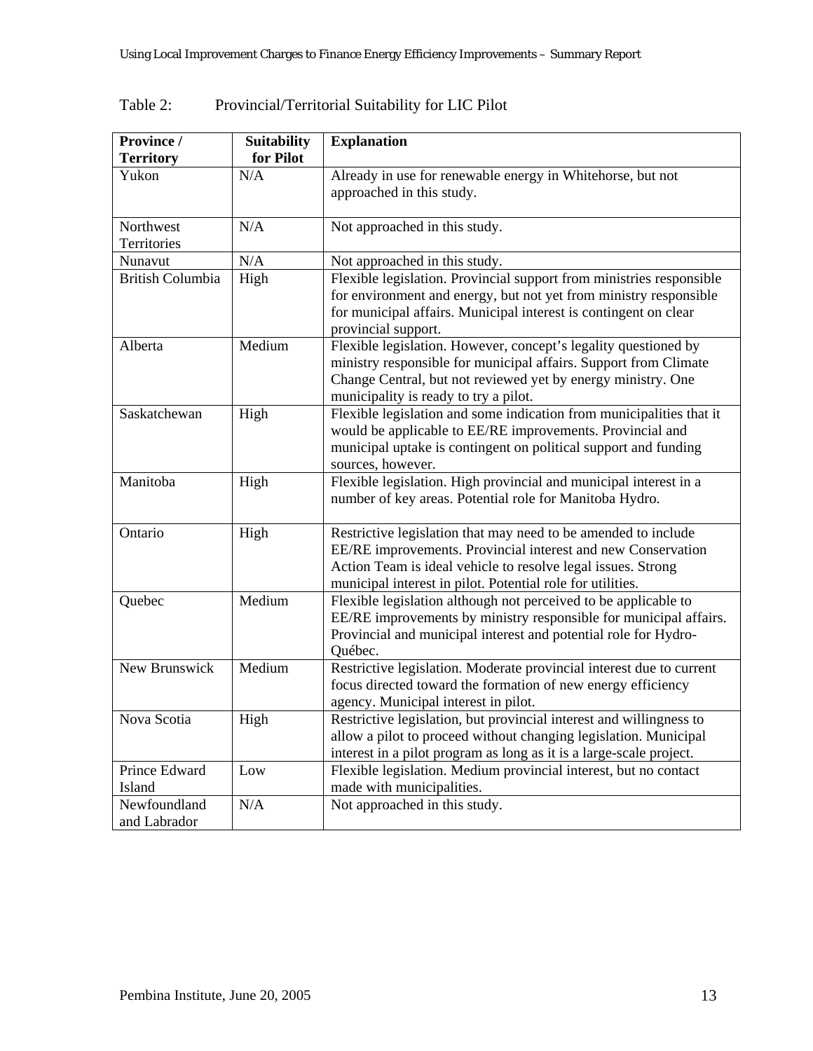Table 2: Provincial/Territorial Suitability for LIC Pilot

| Province / Territory | Suitability for Pilot | Explanation |
|---|---|---|
| Yukon | N/A | Already in use for renewable energy in Whitehorse, but not approached in this study. |
| Northwest Territories | N/A | Not approached in this study. |
| Nunavut | N/A | Not approached in this study. |
| British Columbia | High | Flexible legislation. Provincial support from ministries responsible for environment and energy, but not yet from ministry responsible for municipal affairs. Municipal interest is contingent on clear provincial support. |
| Alberta | Medium | Flexible legislation. However, concept's legality questioned by ministry responsible for municipal affairs. Support from Climate Change Central, but not reviewed yet by energy ministry. One municipality is ready to try a pilot. |
| Saskatchewan | High | Flexible legislation and some indication from municipalities that it would be applicable to EE/RE improvements. Provincial and municipal uptake is contingent on political support and funding sources, however. |
| Manitoba | High | Flexible legislation. High provincial and municipal interest in a number of key areas. Potential role for Manitoba Hydro. |
| Ontario | High | Restrictive legislation that may need to be amended to include EE/RE improvements. Provincial interest and new Conservation Action Team is ideal vehicle to resolve legal issues. Strong municipal interest in pilot. Potential role for utilities. |
| Quebec | Medium | Flexible legislation although not perceived to be applicable to EE/RE improvements by ministry responsible for municipal affairs. Provincial and municipal interest and potential role for Hydro-Québec. |
| New Brunswick | Medium | Restrictive legislation. Moderate provincial interest due to current focus directed toward the formation of new energy efficiency agency. Municipal interest in pilot. |
| Nova Scotia | High | Restrictive legislation, but provincial interest and willingness to allow a pilot to proceed without changing legislation. Municipal interest in a pilot program as long as it is a large-scale project. |
| Prince Edward Island | Low | Flexible legislation. Medium provincial interest, but no contact made with municipalities. |
| Newfoundland and Labrador | N/A | Not approached in this study. |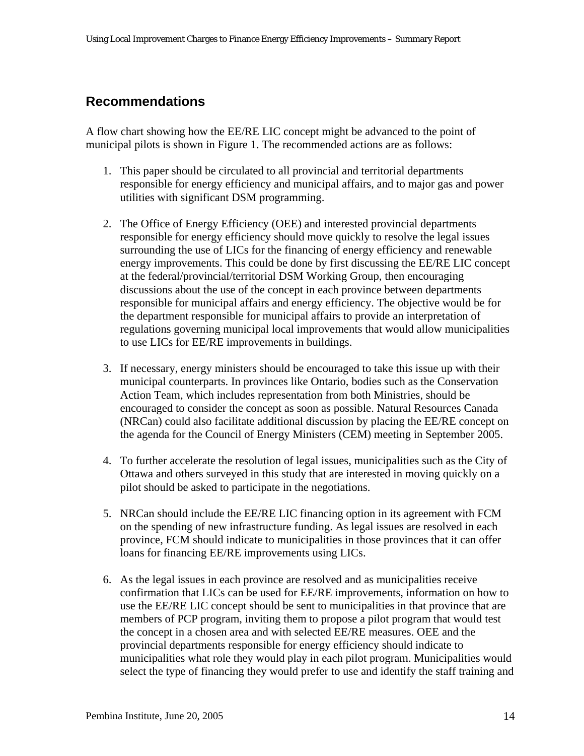## Recommendations

A flow chart showing how the EE/RE LIC concept might be advanced to the point of municipal pilots is shown in Figure 1. The recommended actions are as follows:

1. This paper should be circulated to all provincial and territorial departments responsible for energy efficiency and municipal affairs, and to major gas and power utilities with significant DSM programming.

2. The Office of Energy Efficiency (OEE) and interested provincial departments responsible for energy efficiency should move quickly to resolve the legal issues surrounding the use of LICs for the financing of energy efficiency and renewable energy improvements. This could be done by first discussing the EE/RE LIC concept at the federal/provincial/territorial DSM Working Group, then encouraging discussions about the use of the concept in each province between departments responsible for municipal affairs and energy efficiency. The objective would be for the department responsible for municipal affairs to provide an interpretation of regulations governing municipal local improvements that would allow municipalities to use LICs for EE/RE improvements in buildings.

3. If necessary, energy ministers should be encouraged to take this issue up with their municipal counterparts. In provinces like Ontario, bodies such as the Conservation Action Team, which includes representation from both Ministries, should be encouraged to consider the concept as soon as possible. Natural Resources Canada (NRCan) could also facilitate additional discussion by placing the EE/RE concept on the agenda for the Council of Energy Ministers (CEM) meeting in September 2005.

4. To further accelerate the resolution of legal issues, municipalities such as the City of Ottawa and others surveyed in this study that are interested in moving quickly on a pilot should be asked to participate in the negotiations.

5. NRCan should include the EE/RE LIC financing option in its agreement with FCM on the spending of new infrastructure funding. As legal issues are resolved in each province, FCM should indicate to municipalities in those provinces that it can offer loans for financing EE/RE improvements using LICs.

6. As the legal issues in each province are resolved and as municipalities receive confirmation that LICs can be used for EE/RE improvements, information on how to use the EE/RE LIC concept should be sent to municipalities in that province that are members of PCP program, inviting them to propose a pilot program that would test the concept in a chosen area and with selected EE/RE measures. OEE and the provincial departments responsible for energy efficiency should indicate to municipalities what role they would play in each pilot program. Municipalities would select the type of financing they would prefer to use and identify the staff training and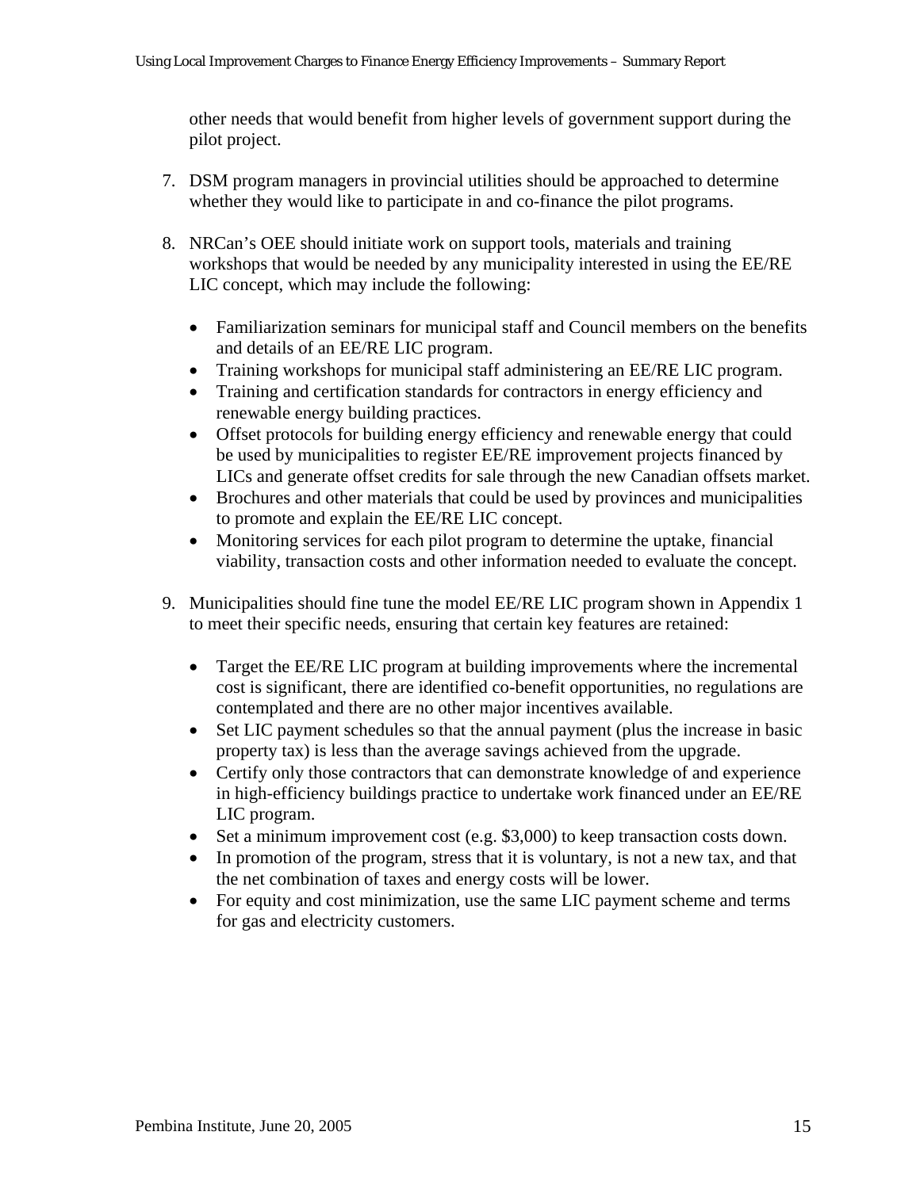other needs that would benefit from higher levels of government support during the pilot project.

7. DSM program managers in provincial utilities should be approached to determine whether they would like to participate in and co-finance the pilot programs.

8. NRCan's OEE should initiate work on support tools, materials and training workshops that would be needed by any municipality interested in using the EE/RE LIC concept, which may include the following:

   - Familiarization seminars for municipal staff and Council members on the benefits and details of an EE/RE LIC program.
   - Training workshops for municipal staff administering an EE/RE LIC program.
   - Training and certification standards for contractors in energy efficiency and renewable energy building practices.
   - Offset protocols for building energy efficiency and renewable energy that could be used by municipalities to register EE/RE improvement projects financed by LICs and generate offset credits for sale through the new Canadian offsets market.
   - Brochures and other materials that could be used by provinces and municipalities to promote and explain the EE/RE LIC concept.
   - Monitoring services for each pilot program to determine the uptake, financial viability, transaction costs and other information needed to evaluate the concept.

9. Municipalities should fine tune the model EE/RE LIC program shown in Appendix 1 to meet their specific needs, ensuring that certain key features are retained:

   - Target the EE/RE LIC program at building improvements where the incremental cost is significant, there are identified co-benefit opportunities, no regulations are contemplated and there are no other major incentives available.
   - Set LIC payment schedules so that the annual payment (plus the increase in basic property tax) is less than the average savings achieved from the upgrade.
   - Certify only those contractors that can demonstrate knowledge of and experience in high-efficiency buildings practice to undertake work financed under an EE/RE LIC program.
   - Set a minimum improvement cost (e.g. $3,000) to keep transaction costs down.
   - In promotion of the program, stress that it is voluntary, is not a new tax, and that the net combination of taxes and energy costs will be lower.
   - For equity and cost minimization, use the same LIC payment scheme and terms for gas and electricity customers.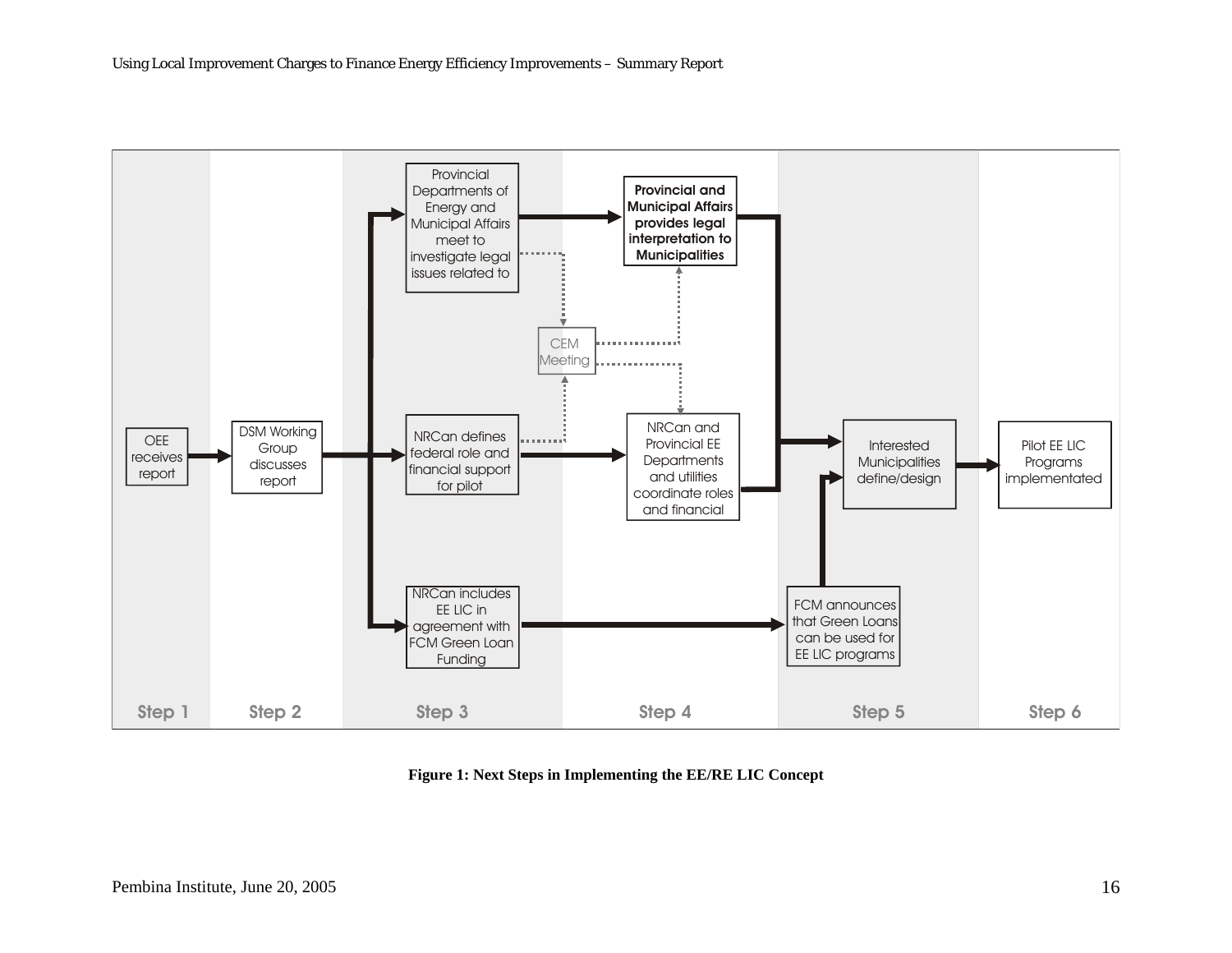**Step 1**

- OEE receives report

**Step 2**

- DSM Working Group discusses report

**Step 3**

- Provincial Departments of Energy and Municipal Affairs meet to investigate legal issues related to
- NRCan defines federal role and financial support for pilot
- NRCan includes EE LIC in agreement with FCM Green Loan Funding
- CEM Meeting

**Step 4**

- **Provincial and Municipal Affairs provides legal interpretation to Municipalities**
- NRCan and Provincial EE Departments and utilities coordinate roles and financial

**Step 5**

- Interested Municipalities define/design
- FCM announces that Green Loans can be used for EE LIC programs

**Step 6**

- Pilot EE LIC Programs implementated

**Figure 1: Next Steps in Implementing the EE/RE LIC Concept**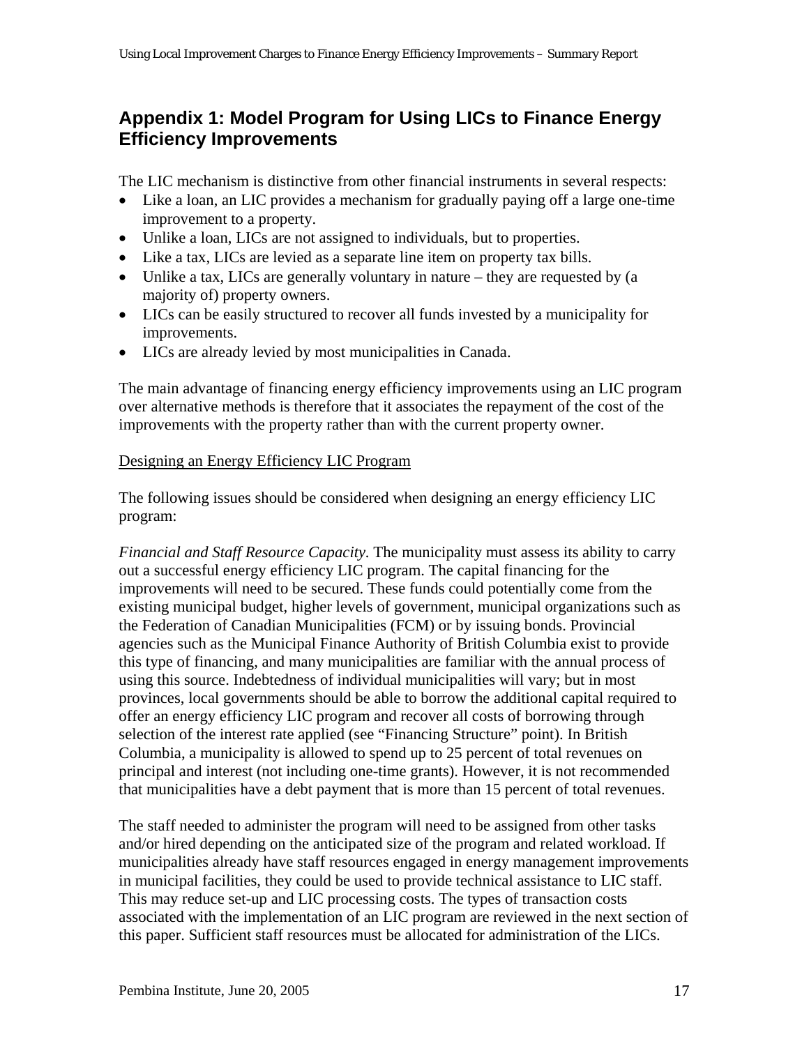## Appendix 1: Model Program for Using LICs to Finance Energy Efficiency Improvements

The LIC mechanism is distinctive from other financial instruments in several respects:

- Like a loan, an LIC provides a mechanism for gradually paying off a large one-time improvement to a property.
- Unlike a loan, LICs are not assigned to individuals, but to properties.
- Like a tax, LICs are levied as a separate line item on property tax bills.
- Unlike a tax, LICs are generally voluntary in nature – they are requested by (a majority of) property owners.
- LICs can be easily structured to recover all funds invested by a municipality for improvements.
- LICs are already levied by most municipalities in Canada.

The main advantage of financing energy efficiency improvements using an LIC program over alternative methods is therefore that it associates the repayment of the cost of the improvements with the property rather than with the current property owner.

<u>Designing an Energy Efficiency LIC Program</u>

The following issues should be considered when designing an energy efficiency LIC program:

*Financial and Staff Resource Capacity.* The municipality must assess its ability to carry out a successful energy efficiency LIC program. The capital financing for the improvements will need to be secured. These funds could potentially come from the existing municipal budget, higher levels of government, municipal organizations such as the Federation of Canadian Municipalities (FCM) or by issuing bonds. Provincial agencies such as the Municipal Finance Authority of British Columbia exist to provide this type of financing, and many municipalities are familiar with the annual process of using this source. Indebtedness of individual municipalities will vary; but in most provinces, local governments should be able to borrow the additional capital required to offer an energy efficiency LIC program and recover all costs of borrowing through selection of the interest rate applied (see "Financing Structure" point). In British Columbia, a municipality is allowed to spend up to 25 percent of total revenues on principal and interest (not including one-time grants). However, it is not recommended that municipalities have a debt payment that is more than 15 percent of total revenues.

The staff needed to administer the program will need to be assigned from other tasks and/or hired depending on the anticipated size of the program and related workload. If municipalities already have staff resources engaged in energy management improvements in municipal facilities, they could be used to provide technical assistance to LIC staff. This may reduce set-up and LIC processing costs. The types of transaction costs associated with the implementation of an LIC program are reviewed in the next section of this paper. Sufficient staff resources must be allocated for administration of the LICs.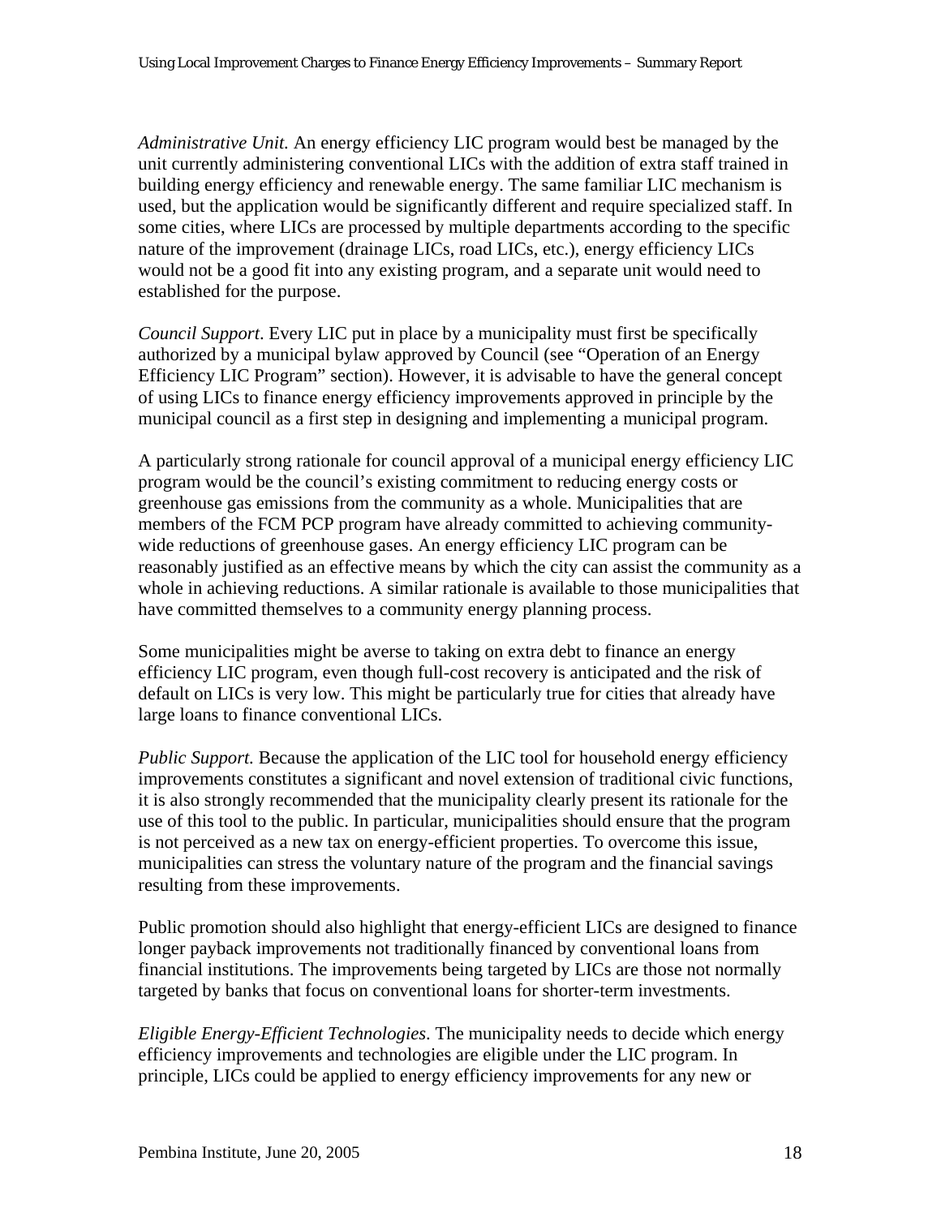*Administrative Unit.* An energy efficiency LIC program would best be managed by the unit currently administering conventional LICs with the addition of extra staff trained in building energy efficiency and renewable energy. The same familiar LIC mechanism is used, but the application would be significantly different and require specialized staff. In some cities, where LICs are processed by multiple departments according to the specific nature of the improvement (drainage LICs, road LICs, etc.), energy efficiency LICs would not be a good fit into any existing program, and a separate unit would need to established for the purpose.

*Council Support*. Every LIC put in place by a municipality must first be specifically authorized by a municipal bylaw approved by Council (see "Operation of an Energy Efficiency LIC Program" section). However, it is advisable to have the general concept of using LICs to finance energy efficiency improvements approved in principle by the municipal council as a first step in designing and implementing a municipal program.

A particularly strong rationale for council approval of a municipal energy efficiency LIC program would be the council's existing commitment to reducing energy costs or greenhouse gas emissions from the community as a whole. Municipalities that are members of the FCM PCP program have already committed to achieving community-wide reductions of greenhouse gases. An energy efficiency LIC program can be reasonably justified as an effective means by which the city can assist the community as a whole in achieving reductions. A similar rationale is available to those municipalities that have committed themselves to a community energy planning process.

Some municipalities might be averse to taking on extra debt to finance an energy efficiency LIC program, even though full-cost recovery is anticipated and the risk of default on LICs is very low. This might be particularly true for cities that already have large loans to finance conventional LICs.

*Public Support.* Because the application of the LIC tool for household energy efficiency improvements constitutes a significant and novel extension of traditional civic functions, it is also strongly recommended that the municipality clearly present its rationale for the use of this tool to the public. In particular, municipalities should ensure that the program is not perceived as a new tax on energy-efficient properties. To overcome this issue, municipalities can stress the voluntary nature of the program and the financial savings resulting from these improvements.

Public promotion should also highlight that energy-efficient LICs are designed to finance longer payback improvements not traditionally financed by conventional loans from financial institutions. The improvements being targeted by LICs are those not normally targeted by banks that focus on conventional loans for shorter-term investments.

*Eligible Energy-Efficient Technologies*. The municipality needs to decide which energy efficiency improvements and technologies are eligible under the LIC program. In principle, LICs could be applied to energy efficiency improvements for any new or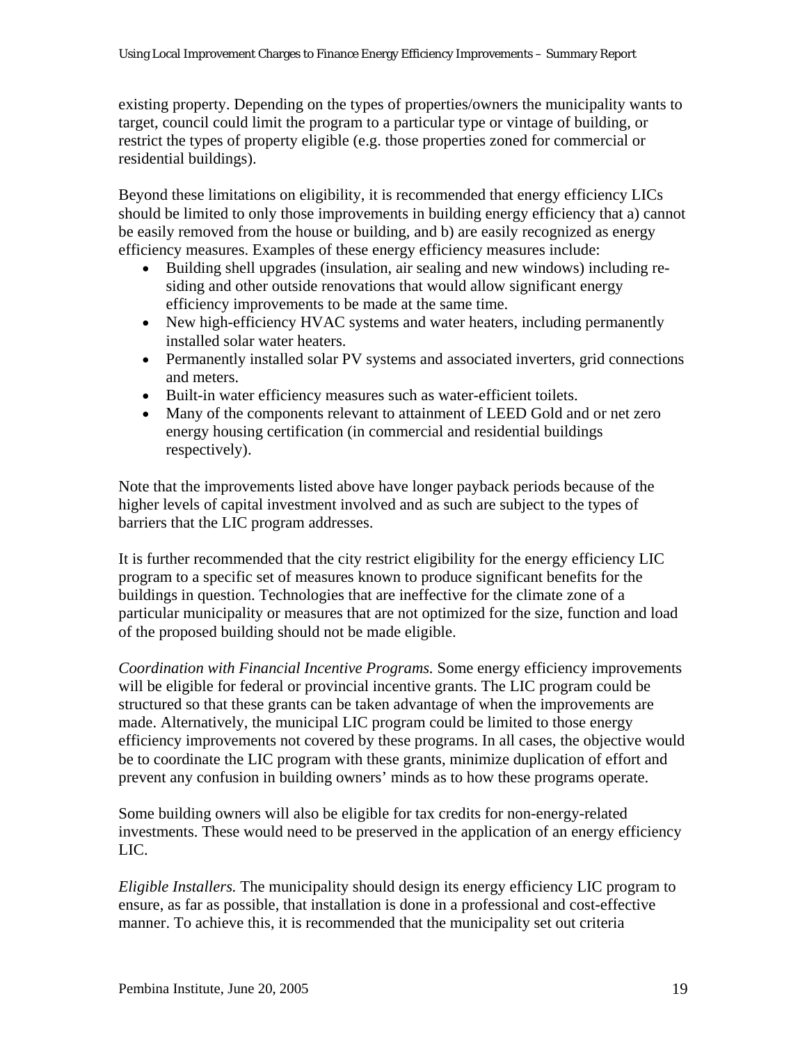existing property. Depending on the types of properties/owners the municipality wants to target, council could limit the program to a particular type or vintage of building, or restrict the types of property eligible (e.g. those properties zoned for commercial or residential buildings).

Beyond these limitations on eligibility, it is recommended that energy efficiency LICs should be limited to only those improvements in building energy efficiency that a) cannot be easily removed from the house or building, and b) are easily recognized as energy efficiency measures. Examples of these energy efficiency measures include:

- Building shell upgrades (insulation, air sealing and new windows) including re-siding and other outside renovations that would allow significant energy efficiency improvements to be made at the same time.
- New high-efficiency HVAC systems and water heaters, including permanently installed solar water heaters.
- Permanently installed solar PV systems and associated inverters, grid connections and meters.
- Built-in water efficiency measures such as water-efficient toilets.
- Many of the components relevant to attainment of LEED Gold and or net zero energy housing certification (in commercial and residential buildings respectively).

Note that the improvements listed above have longer payback periods because of the higher levels of capital investment involved and as such are subject to the types of barriers that the LIC program addresses.

It is further recommended that the city restrict eligibility for the energy efficiency LIC program to a specific set of measures known to produce significant benefits for the buildings in question. Technologies that are ineffective for the climate zone of a particular municipality or measures that are not optimized for the size, function and load of the proposed building should not be made eligible.

*Coordination with Financial Incentive Programs.* Some energy efficiency improvements will be eligible for federal or provincial incentive grants. The LIC program could be structured so that these grants can be taken advantage of when the improvements are made. Alternatively, the municipal LIC program could be limited to those energy efficiency improvements not covered by these programs. In all cases, the objective would be to coordinate the LIC program with these grants, minimize duplication of effort and prevent any confusion in building owners' minds as to how these programs operate.

Some building owners will also be eligible for tax credits for non-energy-related investments. These would need to be preserved in the application of an energy efficiency LIC.

*Eligible Installers.* The municipality should design its energy efficiency LIC program to ensure, as far as possible, that installation is done in a professional and cost-effective manner. To achieve this, it is recommended that the municipality set out criteria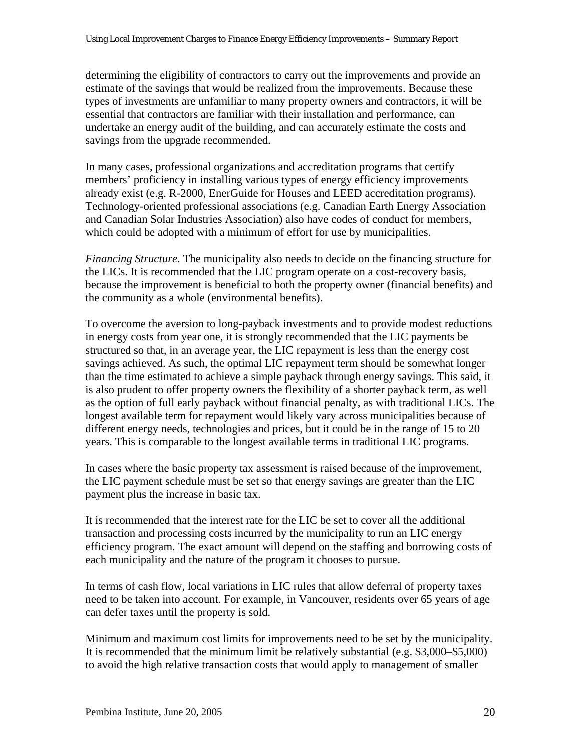determining the eligibility of contractors to carry out the improvements and provide an estimate of the savings that would be realized from the improvements. Because these types of investments are unfamiliar to many property owners and contractors, it will be essential that contractors are familiar with their installation and performance, can undertake an energy audit of the building, and can accurately estimate the costs and savings from the upgrade recommended.

In many cases, professional organizations and accreditation programs that certify members' proficiency in installing various types of energy efficiency improvements already exist (e.g. R-2000, EnerGuide for Houses and LEED accreditation programs). Technology-oriented professional associations (e.g. Canadian Earth Energy Association and Canadian Solar Industries Association) also have codes of conduct for members, which could be adopted with a minimum of effort for use by municipalities.

*Financing Structure*. The municipality also needs to decide on the financing structure for the LICs. It is recommended that the LIC program operate on a cost-recovery basis, because the improvement is beneficial to both the property owner (financial benefits) and the community as a whole (environmental benefits).

To overcome the aversion to long-payback investments and to provide modest reductions in energy costs from year one, it is strongly recommended that the LIC payments be structured so that, in an average year, the LIC repayment is less than the energy cost savings achieved. As such, the optimal LIC repayment term should be somewhat longer than the time estimated to achieve a simple payback through energy savings. This said, it is also prudent to offer property owners the flexibility of a shorter payback term, as well as the option of full early payback without financial penalty, as with traditional LICs. The longest available term for repayment would likely vary across municipalities because of different energy needs, technologies and prices, but it could be in the range of 15 to 20 years. This is comparable to the longest available terms in traditional LIC programs.

In cases where the basic property tax assessment is raised because of the improvement, the LIC payment schedule must be set so that energy savings are greater than the LIC payment plus the increase in basic tax.

It is recommended that the interest rate for the LIC be set to cover all the additional transaction and processing costs incurred by the municipality to run an LIC energy efficiency program. The exact amount will depend on the staffing and borrowing costs of each municipality and the nature of the program it chooses to pursue.

In terms of cash flow, local variations in LIC rules that allow deferral of property taxes need to be taken into account. For example, in Vancouver, residents over 65 years of age can defer taxes until the property is sold.

Minimum and maximum cost limits for improvements need to be set by the municipality. It is recommended that the minimum limit be relatively substantial (e.g. $3,000–$5,000) to avoid the high relative transaction costs that would apply to management of smaller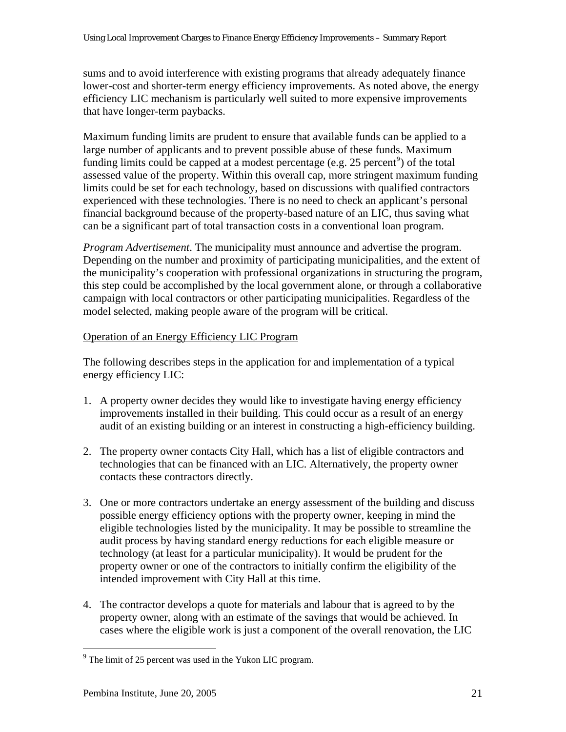sums and to avoid interference with existing programs that already adequately finance lower-cost and shorter-term energy efficiency improvements. As noted above, the energy efficiency LIC mechanism is particularly well suited to more expensive improvements that have longer-term paybacks.

Maximum funding limits are prudent to ensure that available funds can be applied to a large number of applicants and to prevent possible abuse of these funds. Maximum funding limits could be capped at a modest percentage (e.g. 25 percent[9]) of the total assessed value of the property. Within this overall cap, more stringent maximum funding limits could be set for each technology, based on discussions with qualified contractors experienced with these technologies. There is no need to check an applicant's personal financial background because of the property-based nature of an LIC, thus saving what can be a significant part of total transaction costs in a conventional loan program.

*Program Advertisement*. The municipality must announce and advertise the program. Depending on the number and proximity of participating municipalities, and the extent of the municipality's cooperation with professional organizations in structuring the program, this step could be accomplished by the local government alone, or through a collaborative campaign with local contractors or other participating municipalities. Regardless of the model selected, making people aware of the program will be critical.

<u>Operation of an Energy Efficiency LIC Program</u>

The following describes steps in the application for and implementation of a typical energy efficiency LIC:

1. A property owner decides they would like to investigate having energy efficiency improvements installed in their building. This could occur as a result of an energy audit of an existing building or an interest in constructing a high-efficiency building.

2. The property owner contacts City Hall, which has a list of eligible contractors and technologies that can be financed with an LIC. Alternatively, the property owner contacts these contractors directly.

3. One or more contractors undertake an energy assessment of the building and discuss possible energy efficiency options with the property owner, keeping in mind the eligible technologies listed by the municipality. It may be possible to streamline the audit process by having standard energy reductions for each eligible measure or technology (at least for a particular municipality). It would be prudent for the property owner or one of the contractors to initially confirm the eligibility of the intended improvement with City Hall at this time.

4. The contractor develops a quote for materials and labour that is agreed to by the property owner, along with an estimate of the savings that would be achieved. In cases where the eligible work is just a component of the overall renovation, the LIC

[9] The limit of 25 percent was used in the Yukon LIC program.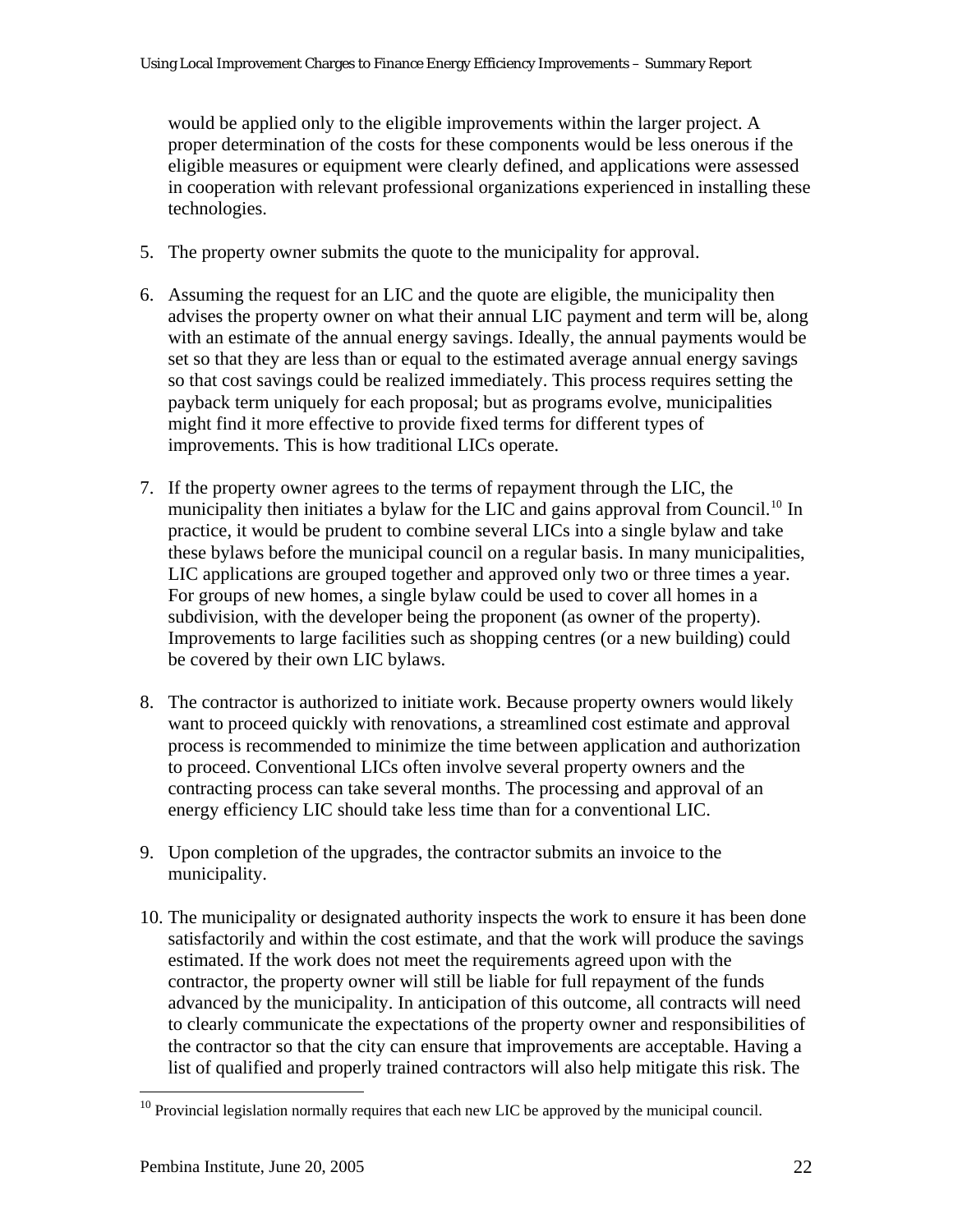would be applied only to the eligible improvements within the larger project. A proper determination of the costs for these components would be less onerous if the eligible measures or equipment were clearly defined, and applications were assessed in cooperation with relevant professional organizations experienced in installing these technologies.

5. The property owner submits the quote to the municipality for approval.

6. Assuming the request for an LIC and the quote are eligible, the municipality then advises the property owner on what their annual LIC payment and term will be, along with an estimate of the annual energy savings. Ideally, the annual payments would be set so that they are less than or equal to the estimated average annual energy savings so that cost savings could be realized immediately. This process requires setting the payback term uniquely for each proposal; but as programs evolve, municipalities might find it more effective to provide fixed terms for different types of improvements. This is how traditional LICs operate.

7. If the property owner agrees to the terms of repayment through the LIC, the municipality then initiates a bylaw for the LIC and gains approval from Council.[10] In practice, it would be prudent to combine several LICs into a single bylaw and take these bylaws before the municipal council on a regular basis. In many municipalities, LIC applications are grouped together and approved only two or three times a year. For groups of new homes, a single bylaw could be used to cover all homes in a subdivision, with the developer being the proponent (as owner of the property). Improvements to large facilities such as shopping centres (or a new building) could be covered by their own LIC bylaws.

8. The contractor is authorized to initiate work. Because property owners would likely want to proceed quickly with renovations, a streamlined cost estimate and approval process is recommended to minimize the time between application and authorization to proceed. Conventional LICs often involve several property owners and the contracting process can take several months. The processing and approval of an energy efficiency LIC should take less time than for a conventional LIC.

9. Upon completion of the upgrades, the contractor submits an invoice to the municipality.

10. The municipality or designated authority inspects the work to ensure it has been done satisfactorily and within the cost estimate, and that the work will produce the savings estimated. If the work does not meet the requirements agreed upon with the contractor, the property owner will still be liable for full repayment of the funds advanced by the municipality. In anticipation of this outcome, all contracts will need to clearly communicate the expectations of the property owner and responsibilities of the contractor so that the city can ensure that improvements are acceptable. Having a list of qualified and properly trained contractors will also help mitigate this risk. The

[10] Provincial legislation normally requires that each new LIC be approved by the municipal council.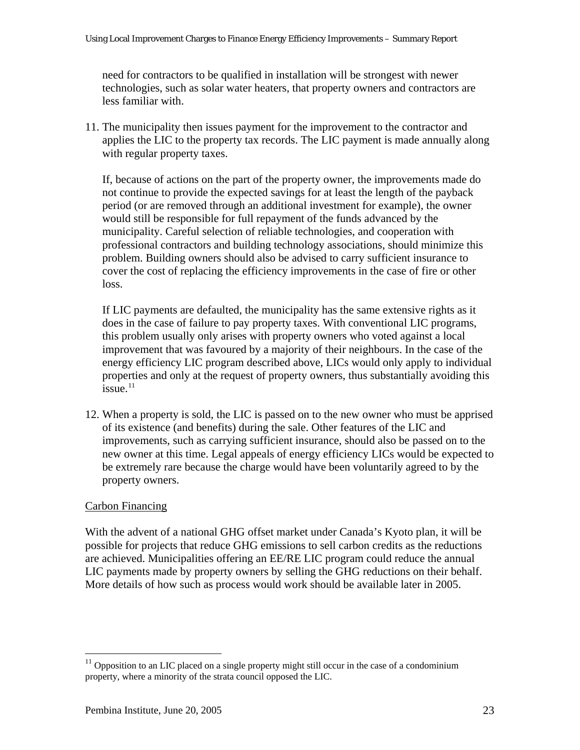need for contractors to be qualified in installation will be strongest with newer technologies, such as solar water heaters, that property owners and contractors are less familiar with.

11. The municipality then issues payment for the improvement to the contractor and applies the LIC to the property tax records. The LIC payment is made annually along with regular property taxes.

    If, because of actions on the part of the property owner, the improvements made do not continue to provide the expected savings for at least the length of the payback period (or are removed through an additional investment for example), the owner would still be responsible for full repayment of the funds advanced by the municipality. Careful selection of reliable technologies, and cooperation with professional contractors and building technology associations, should minimize this problem. Building owners should also be advised to carry sufficient insurance to cover the cost of replacing the efficiency improvements in the case of fire or other loss.

    If LIC payments are defaulted, the municipality has the same extensive rights as it does in the case of failure to pay property taxes. With conventional LIC programs, this problem usually only arises with property owners who voted against a local improvement that was favoured by a majority of their neighbours. In the case of the energy efficiency LIC program described above, LICs would only apply to individual properties and only at the request of property owners, thus substantially avoiding this issue.[11]

12. When a property is sold, the LIC is passed on to the new owner who must be apprised of its existence (and benefits) during the sale. Other features of the LIC and improvements, such as carrying sufficient insurance, should also be passed on to the new owner at this time. Legal appeals of energy efficiency LICs would be expected to be extremely rare because the charge would have been voluntarily agreed to by the property owners.

<u>Carbon Financing</u>

With the advent of a national GHG offset market under Canada's Kyoto plan, it will be possible for projects that reduce GHG emissions to sell carbon credits as the reductions are achieved. Municipalities offering an EE/RE LIC program could reduce the annual LIC payments made by property owners by selling the GHG reductions on their behalf. More details of how such as process would work should be available later in 2005.

[11] Opposition to an LIC placed on a single property might still occur in the case of a condominium property, where a minority of the strata council opposed the LIC.